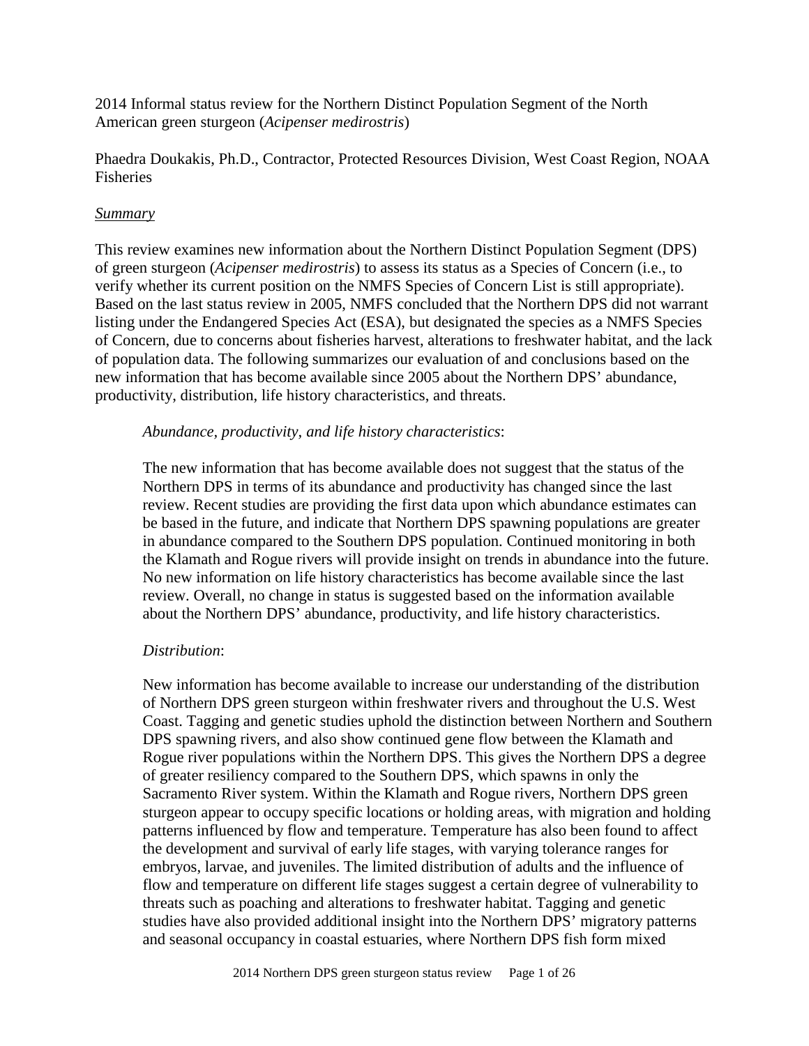2014 Informal status review for the Northern Distinct Population Segment of the North American green sturgeon (*Acipenser medirostris*)

Phaedra Doukakis, Ph.D., Contractor, Protected Resources Division, West Coast Region, NOAA Fisheries

## *Summary*

This review examines new information about the Northern Distinct Population Segment (DPS) of green sturgeon (*Acipenser medirostris*) to assess its status as a Species of Concern (i.e., to verify whether its current position on the NMFS Species of Concern List is still appropriate). Based on the last status review in 2005, NMFS concluded that the Northern DPS did not warrant listing under the Endangered Species Act (ESA), but designated the species as a NMFS Species of Concern, due to concerns about fisheries harvest, alterations to freshwater habitat, and the lack of population data. The following summarizes our evaluation of and conclusions based on the new information that has become available since 2005 about the Northern DPS' abundance, productivity, distribution, life history characteristics, and threats.

> *Abundance, productivity, and life history characteristics*:
>
> The new information that has become available does not suggest that the status of the Northern DPS in terms of its abundance and productivity has changed since the last review. Recent studies are providing the first data upon which abundance estimates can be based in the future, and indicate that Northern DPS spawning populations are greater in abundance compared to the Southern DPS population. Continued monitoring in both the Klamath and Rogue rivers will provide insight on trends in abundance into the future. No new information on life history characteristics has become available since the last review. Overall, no change in status is suggested based on the information available about the Northern DPS' abundance, productivity, and life history characteristics.
>
> *Distribution*:
>
> New information has become available to increase our understanding of the distribution of Northern DPS green sturgeon within freshwater rivers and throughout the U.S. West Coast. Tagging and genetic studies uphold the distinction between Northern and Southern DPS spawning rivers, and also show continued gene flow between the Klamath and Rogue river populations within the Northern DPS. This gives the Northern DPS a degree of greater resiliency compared to the Southern DPS, which spawns in only the Sacramento River system. Within the Klamath and Rogue rivers, Northern DPS green sturgeon appear to occupy specific locations or holding areas, with migration and holding patterns influenced by flow and temperature. Temperature has also been found to affect the development and survival of early life stages, with varying tolerance ranges for embryos, larvae, and juveniles. The limited distribution of adults and the influence of flow and temperature on different life stages suggest a certain degree of vulnerability to threats such as poaching and alterations to freshwater habitat. Tagging and genetic studies have also provided additional insight into the Northern DPS' migratory patterns and seasonal occupancy in coastal estuaries, where Northern DPS fish form mixed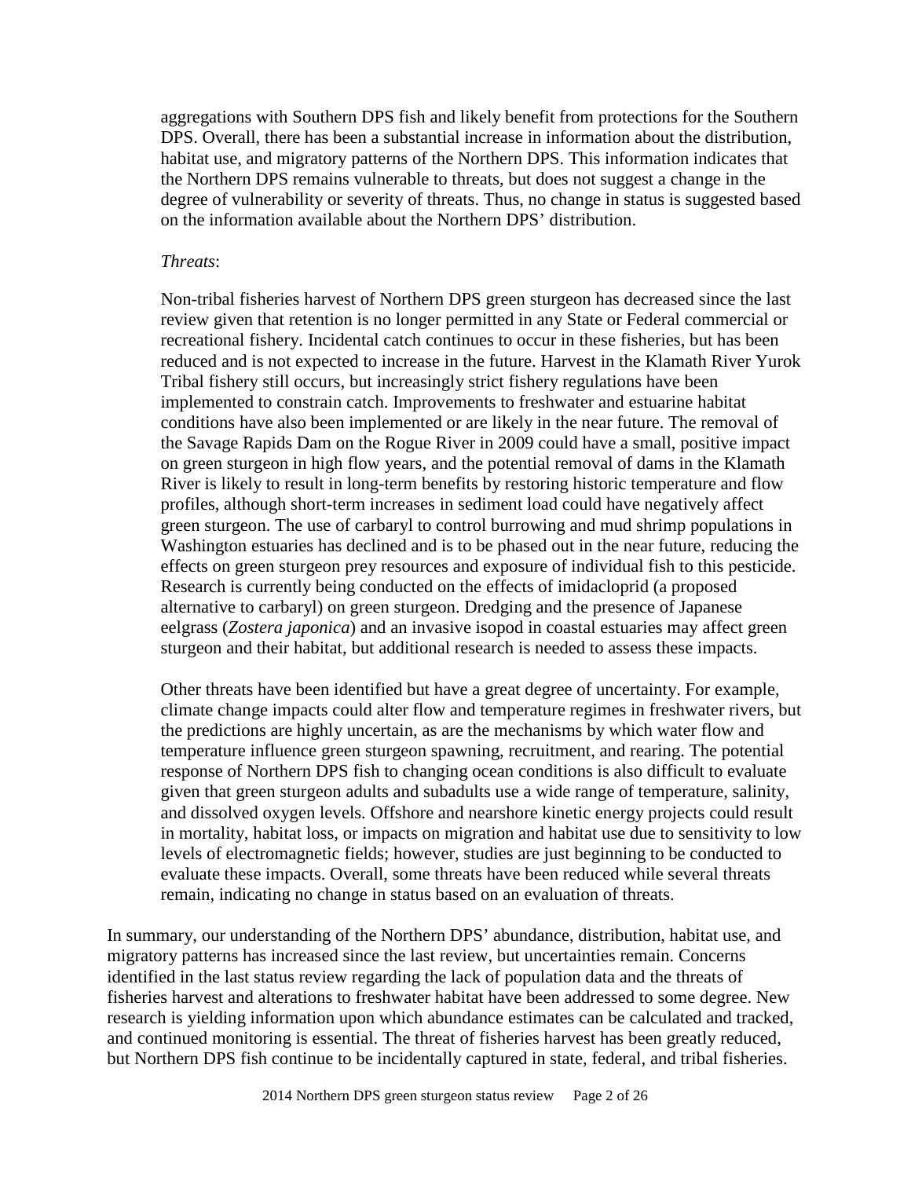aggregations with Southern DPS fish and likely benefit from protections for the Southern DPS. Overall, there has been a substantial increase in information about the distribution, habitat use, and migratory patterns of the Northern DPS. This information indicates that the Northern DPS remains vulnerable to threats, but does not suggest a change in the degree of vulnerability or severity of threats. Thus, no change in status is suggested based on the information available about the Northern DPS' distribution.

*Threats*:

Non-tribal fisheries harvest of Northern DPS green sturgeon has decreased since the last review given that retention is no longer permitted in any State or Federal commercial or recreational fishery. Incidental catch continues to occur in these fisheries, but has been reduced and is not expected to increase in the future. Harvest in the Klamath River Yurok Tribal fishery still occurs, but increasingly strict fishery regulations have been implemented to constrain catch. Improvements to freshwater and estuarine habitat conditions have also been implemented or are likely in the near future. The removal of the Savage Rapids Dam on the Rogue River in 2009 could have a small, positive impact on green sturgeon in high flow years, and the potential removal of dams in the Klamath River is likely to result in long-term benefits by restoring historic temperature and flow profiles, although short-term increases in sediment load could have negatively affect green sturgeon. The use of carbaryl to control burrowing and mud shrimp populations in Washington estuaries has declined and is to be phased out in the near future, reducing the effects on green sturgeon prey resources and exposure of individual fish to this pesticide. Research is currently being conducted on the effects of imidacloprid (a proposed alternative to carbaryl) on green sturgeon. Dredging and the presence of Japanese eelgrass (*Zostera japonica*) and an invasive isopod in coastal estuaries may affect green sturgeon and their habitat, but additional research is needed to assess these impacts.

Other threats have been identified but have a great degree of uncertainty. For example, climate change impacts could alter flow and temperature regimes in freshwater rivers, but the predictions are highly uncertain, as are the mechanisms by which water flow and temperature influence green sturgeon spawning, recruitment, and rearing. The potential response of Northern DPS fish to changing ocean conditions is also difficult to evaluate given that green sturgeon adults and subadults use a wide range of temperature, salinity, and dissolved oxygen levels. Offshore and nearshore kinetic energy projects could result in mortality, habitat loss, or impacts on migration and habitat use due to sensitivity to low levels of electromagnetic fields; however, studies are just beginning to be conducted to evaluate these impacts. Overall, some threats have been reduced while several threats remain, indicating no change in status based on an evaluation of threats.

In summary, our understanding of the Northern DPS' abundance, distribution, habitat use, and migratory patterns has increased since the last review, but uncertainties remain. Concerns identified in the last status review regarding the lack of population data and the threats of fisheries harvest and alterations to freshwater habitat have been addressed to some degree. New research is yielding information upon which abundance estimates can be calculated and tracked, and continued monitoring is essential. The threat of fisheries harvest has been greatly reduced, but Northern DPS fish continue to be incidentally captured in state, federal, and tribal fisheries.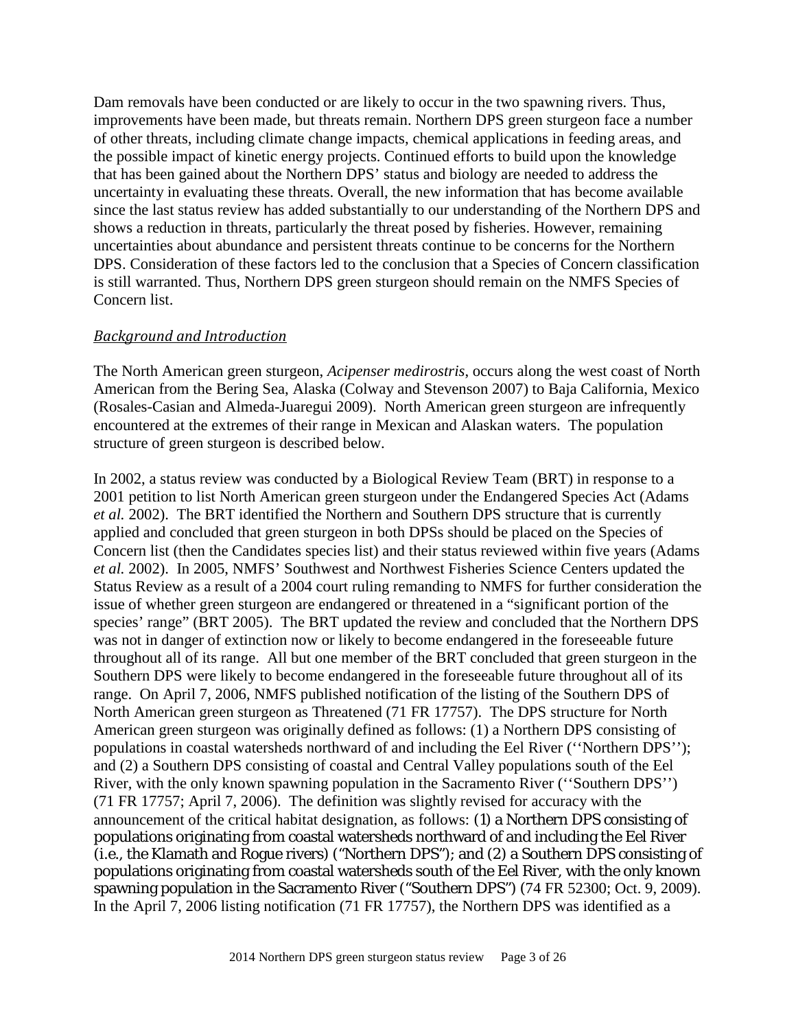Dam removals have been conducted or are likely to occur in the two spawning rivers. Thus, improvements have been made, but threats remain. Northern DPS green sturgeon face a number of other threats, including climate change impacts, chemical applications in feeding areas, and the possible impact of kinetic energy projects. Continued efforts to build upon the knowledge that has been gained about the Northern DPS' status and biology are needed to address the uncertainty in evaluating these threats. Overall, the new information that has become available since the last status review has added substantially to our understanding of the Northern DPS and shows a reduction in threats, particularly the threat posed by fisheries. However, remaining uncertainties about abundance and persistent threats continue to be concerns for the Northern DPS. Consideration of these factors led to the conclusion that a Species of Concern classification is still warranted. Thus, Northern DPS green sturgeon should remain on the NMFS Species of Concern list.

## *Background and Introduction*

The North American green sturgeon, *Acipenser medirostris*, occurs along the west coast of North American from the Bering Sea, Alaska (Colway and Stevenson 2007) to Baja California, Mexico (Rosales-Casian and Almeda-Juaregui 2009). North American green sturgeon are infrequently encountered at the extremes of their range in Mexican and Alaskan waters. The population structure of green sturgeon is described below.

In 2002, a status review was conducted by a Biological Review Team (BRT) in response to a 2001 petition to list North American green sturgeon under the Endangered Species Act (Adams *et al.* 2002). The BRT identified the Northern and Southern DPS structure that is currently applied and concluded that green sturgeon in both DPSs should be placed on the Species of Concern list (then the Candidates species list) and their status reviewed within five years (Adams *et al.* 2002). In 2005, NMFS' Southwest and Northwest Fisheries Science Centers updated the Status Review as a result of a 2004 court ruling remanding to NMFS for further consideration the issue of whether green sturgeon are endangered or threatened in a "significant portion of the species' range" (BRT 2005). The BRT updated the review and concluded that the Northern DPS was not in danger of extinction now or likely to become endangered in the foreseeable future throughout all of its range. All but one member of the BRT concluded that green sturgeon in the Southern DPS were likely to become endangered in the foreseeable future throughout all of its range. On April 7, 2006, NMFS published notification of the listing of the Southern DPS of North American green sturgeon as Threatened (71 FR 17757). The DPS structure for North American green sturgeon was originally defined as follows: (1) a Northern DPS consisting of populations in coastal watersheds northward of and including the Eel River (''Northern DPS''); and (2) a Southern DPS consisting of coastal and Central Valley populations south of the Eel River, with the only known spawning population in the Sacramento River (''Southern DPS'') (71 FR 17757; April 7, 2006). The definition was slightly revised for accuracy with the announcement of the critical habitat designation, as follows: (1) a Northern DPS consisting of populations originating from coastal watersheds northward of and including the Eel River (i.e., the Klamath and Rogue rivers) ("Northern DPS"); and (2) a Southern DPS consisting of populations originating from coastal watersheds south of the Eel River, with the only known spawning population in the Sacramento River ("Southern DPS") (74 FR 52300; Oct. 9, 2009). In the April 7, 2006 listing notification (71 FR 17757), the Northern DPS was identified as a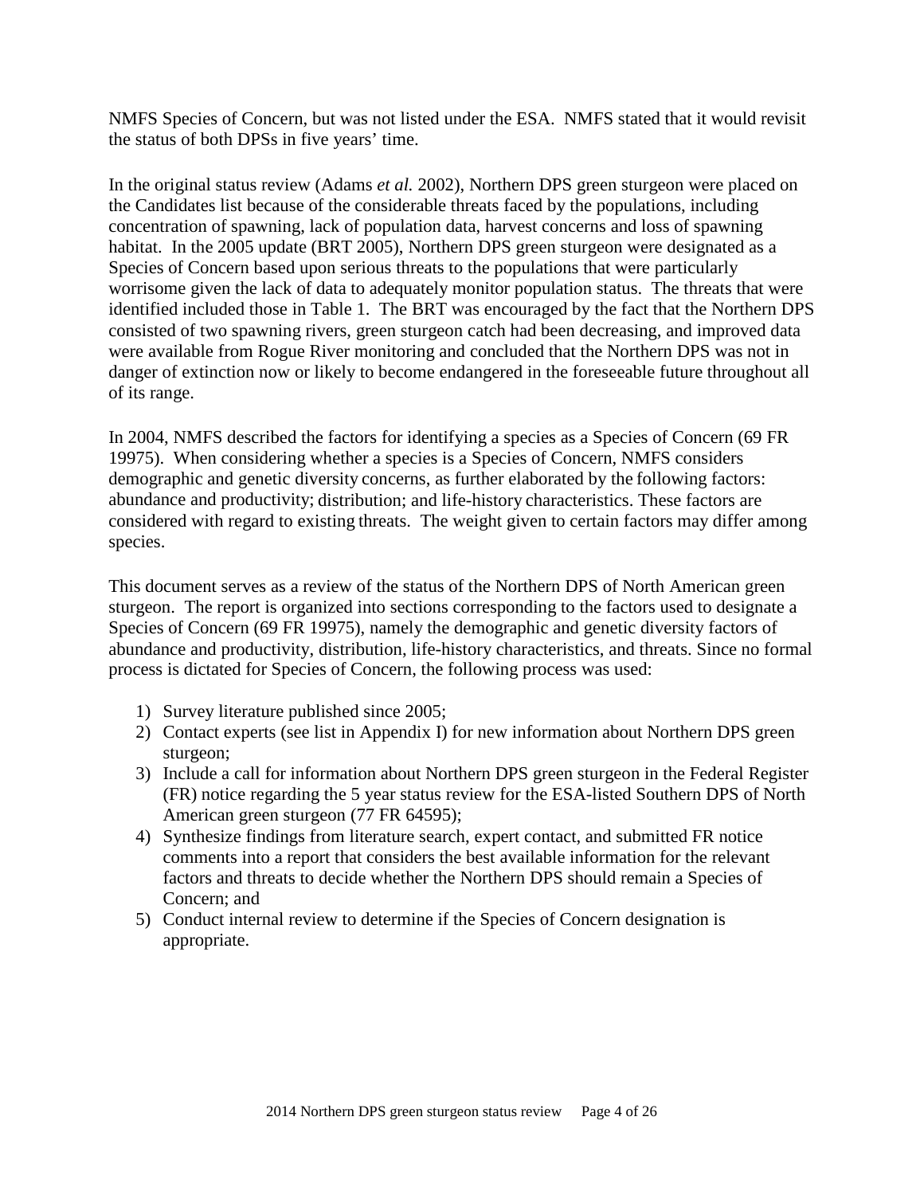NMFS Species of Concern, but was not listed under the ESA. NMFS stated that it would revisit the status of both DPSs in five years' time.

In the original status review (Adams *et al.* 2002), Northern DPS green sturgeon were placed on the Candidates list because of the considerable threats faced by the populations, including concentration of spawning, lack of population data, harvest concerns and loss of spawning habitat. In the 2005 update (BRT 2005), Northern DPS green sturgeon were designated as a Species of Concern based upon serious threats to the populations that were particularly worrisome given the lack of data to adequately monitor population status. The threats that were identified included those in Table 1. The BRT was encouraged by the fact that the Northern DPS consisted of two spawning rivers, green sturgeon catch had been decreasing, and improved data were available from Rogue River monitoring and concluded that the Northern DPS was not in danger of extinction now or likely to become endangered in the foreseeable future throughout all of its range.

In 2004, NMFS described the factors for identifying a species as a Species of Concern (69 FR 19975). When considering whether a species is a Species of Concern, NMFS considers demographic and genetic diversity concerns, as further elaborated by the following factors: abundance and productivity; distribution; and life-history characteristics. These factors are considered with regard to existing threats. The weight given to certain factors may differ among species.

This document serves as a review of the status of the Northern DPS of North American green sturgeon. The report is organized into sections corresponding to the factors used to designate a Species of Concern (69 FR 19975), namely the demographic and genetic diversity factors of abundance and productivity, distribution, life-history characteristics, and threats. Since no formal process is dictated for Species of Concern, the following process was used:

1) Survey literature published since 2005;
2) Contact experts (see list in Appendix I) for new information about Northern DPS green sturgeon;
3) Include a call for information about Northern DPS green sturgeon in the Federal Register (FR) notice regarding the 5 year status review for the ESA-listed Southern DPS of North American green sturgeon (77 FR 64595);
4) Synthesize findings from literature search, expert contact, and submitted FR notice comments into a report that considers the best available information for the relevant factors and threats to decide whether the Northern DPS should remain a Species of Concern; and
5) Conduct internal review to determine if the Species of Concern designation is appropriate.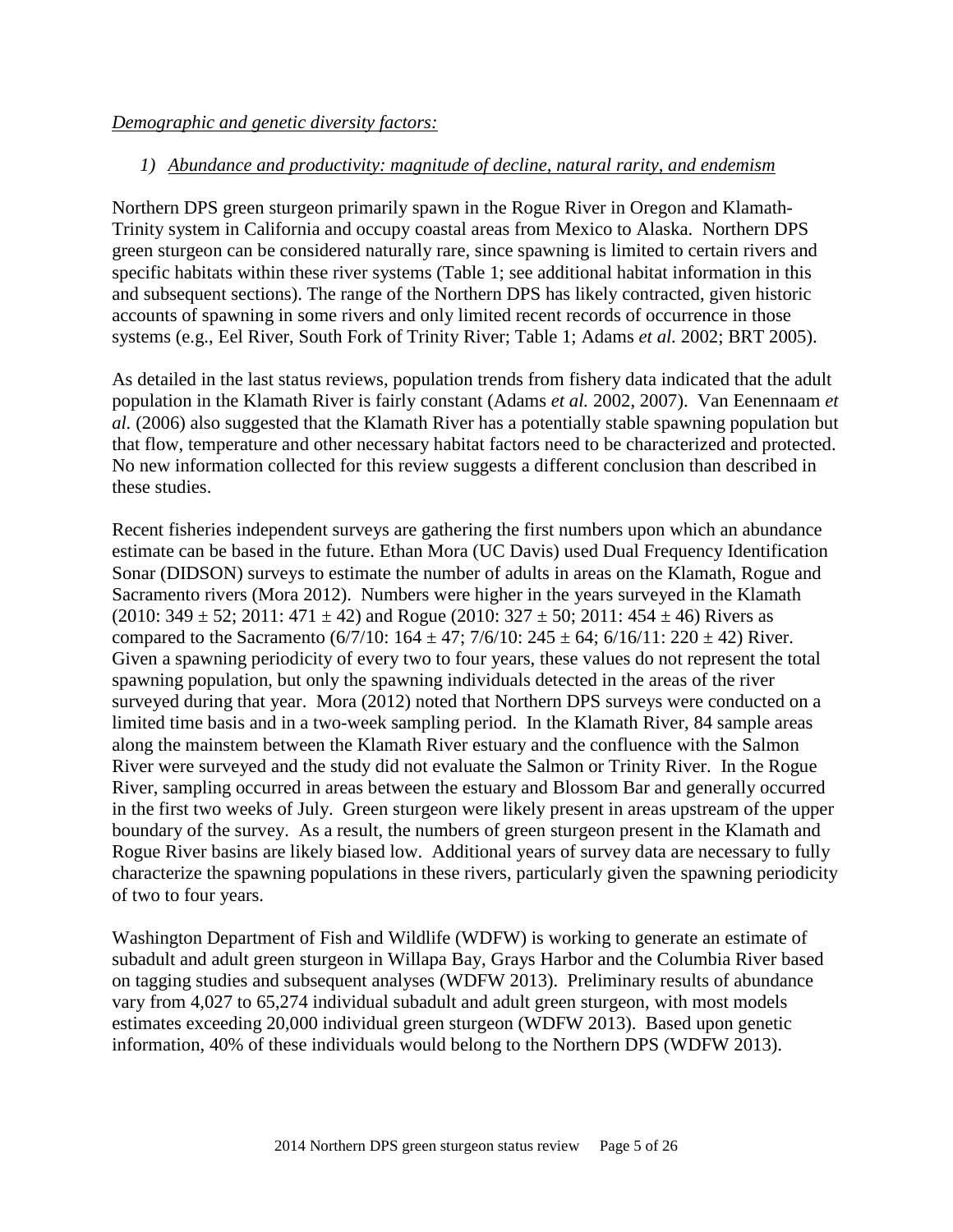*Demographic and genetic diversity factors:*

1) *Abundance and productivity: magnitude of decline, natural rarity, and endemism*

Northern DPS green sturgeon primarily spawn in the Rogue River in Oregon and Klamath-Trinity system in California and occupy coastal areas from Mexico to Alaska. Northern DPS green sturgeon can be considered naturally rare, since spawning is limited to certain rivers and specific habitats within these river systems (Table 1; see additional habitat information in this and subsequent sections). The range of the Northern DPS has likely contracted, given historic accounts of spawning in some rivers and only limited recent records of occurrence in those systems (e.g., Eel River, South Fork of Trinity River; Table 1; Adams *et al.* 2002; BRT 2005).

As detailed in the last status reviews, population trends from fishery data indicated that the adult population in the Klamath River is fairly constant (Adams *et al.* 2002, 2007). Van Eenennaam *et al.* (2006) also suggested that the Klamath River has a potentially stable spawning population but that flow, temperature and other necessary habitat factors need to be characterized and protected. No new information collected for this review suggests a different conclusion than described in these studies.

Recent fisheries independent surveys are gathering the first numbers upon which an abundance estimate can be based in the future. Ethan Mora (UC Davis) used Dual Frequency Identification Sonar (DIDSON) surveys to estimate the number of adults in areas on the Klamath, Rogue and Sacramento rivers (Mora 2012). Numbers were higher in the years surveyed in the Klamath (2010: $349 \pm 52$; 2011: $471 \pm 42$) and Rogue (2010: $327 \pm 50$; 2011: $454 \pm 46$) Rivers as compared to the Sacramento (6/7/10: $164 \pm 47$; 7/6/10: $245 \pm 64$; 6/16/11: $220 \pm 42$) River. Given a spawning periodicity of every two to four years, these values do not represent the total spawning population, but only the spawning individuals detected in the areas of the river surveyed during that year. Mora (2012) noted that Northern DPS surveys were conducted on a limited time basis and in a two-week sampling period. In the Klamath River, 84 sample areas along the mainstem between the Klamath River estuary and the confluence with the Salmon River were surveyed and the study did not evaluate the Salmon or Trinity River. In the Rogue River, sampling occurred in areas between the estuary and Blossom Bar and generally occurred in the first two weeks of July. Green sturgeon were likely present in areas upstream of the upper boundary of the survey. As a result, the numbers of green sturgeon present in the Klamath and Rogue River basins are likely biased low. Additional years of survey data are necessary to fully characterize the spawning populations in these rivers, particularly given the spawning periodicity of two to four years.

Washington Department of Fish and Wildlife (WDFW) is working to generate an estimate of subadult and adult green sturgeon in Willapa Bay, Grays Harbor and the Columbia River based on tagging studies and subsequent analyses (WDFW 2013). Preliminary results of abundance vary from 4,027 to 65,274 individual subadult and adult green sturgeon, with most models estimates exceeding 20,000 individual green sturgeon (WDFW 2013). Based upon genetic information, 40% of these individuals would belong to the Northern DPS (WDFW 2013).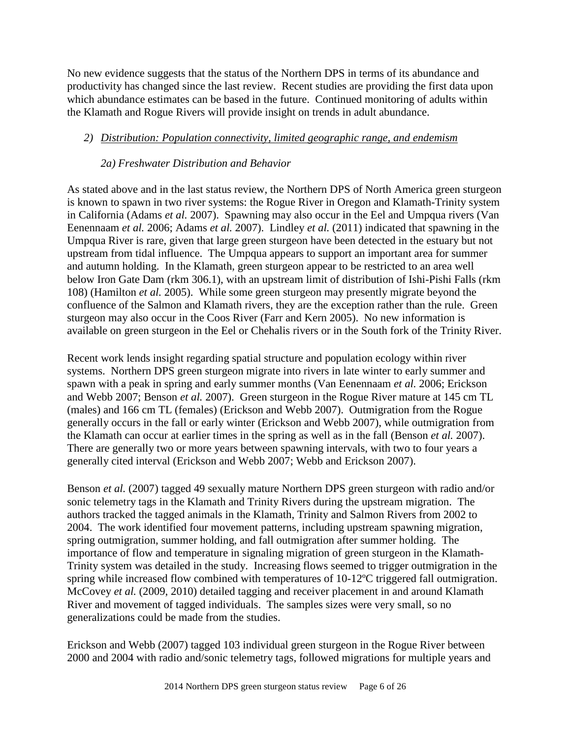No new evidence suggests that the status of the Northern DPS in terms of its abundance and productivity has changed since the last review. Recent studies are providing the first data upon which abundance estimates can be based in the future. Continued monitoring of adults within the Klamath and Rogue Rivers will provide insight on trends in adult abundance.

### *2) Distribution: Population connectivity, limited geographic range, and endemism*

#### *2a) Freshwater Distribution and Behavior*

As stated above and in the last status review, the Northern DPS of North America green sturgeon is known to spawn in two river systems: the Rogue River in Oregon and Klamath-Trinity system in California (Adams *et al.* 2007). Spawning may also occur in the Eel and Umpqua rivers (Van Eenennaam *et al.* 2006; Adams *et al.* 2007). Lindley *et al.* (2011) indicated that spawning in the Umpqua River is rare, given that large green sturgeon have been detected in the estuary but not upstream from tidal influence. The Umpqua appears to support an important area for summer and autumn holding. In the Klamath, green sturgeon appear to be restricted to an area well below Iron Gate Dam (rkm 306.1), with an upstream limit of distribution of Ishi-Pishi Falls (rkm 108) (Hamilton *et al.* 2005). While some green sturgeon may presently migrate beyond the confluence of the Salmon and Klamath rivers, they are the exception rather than the rule. Green sturgeon may also occur in the Coos River (Farr and Kern 2005). No new information is available on green sturgeon in the Eel or Chehalis rivers or in the South fork of the Trinity River.

Recent work lends insight regarding spatial structure and population ecology within river systems. Northern DPS green sturgeon migrate into rivers in late winter to early summer and spawn with a peak in spring and early summer months (Van Eenennaam *et al.* 2006; Erickson and Webb 2007; Benson *et al.* 2007). Green sturgeon in the Rogue River mature at 145 cm TL (males) and 166 cm TL (females) (Erickson and Webb 2007). Outmigration from the Rogue generally occurs in the fall or early winter (Erickson and Webb 2007), while outmigration from the Klamath can occur at earlier times in the spring as well as in the fall (Benson *et al.* 2007). There are generally two or more years between spawning intervals, with two to four years a generally cited interval (Erickson and Webb 2007; Webb and Erickson 2007).

Benson *et al.* (2007) tagged 49 sexually mature Northern DPS green sturgeon with radio and/or sonic telemetry tags in the Klamath and Trinity Rivers during the upstream migration. The authors tracked the tagged animals in the Klamath, Trinity and Salmon Rivers from 2002 to 2004. The work identified four movement patterns, including upstream spawning migration, spring outmigration, summer holding, and fall outmigration after summer holding. The importance of flow and temperature in signaling migration of green sturgeon in the Klamath-Trinity system was detailed in the study. Increasing flows seemed to trigger outmigration in the spring while increased flow combined with temperatures of 10-12ºC triggered fall outmigration. McCovey *et al.* (2009, 2010) detailed tagging and receiver placement in and around Klamath River and movement of tagged individuals. The samples sizes were very small, so no generalizations could be made from the studies.

Erickson and Webb (2007) tagged 103 individual green sturgeon in the Rogue River between 2000 and 2004 with radio and/sonic telemetry tags, followed migrations for multiple years and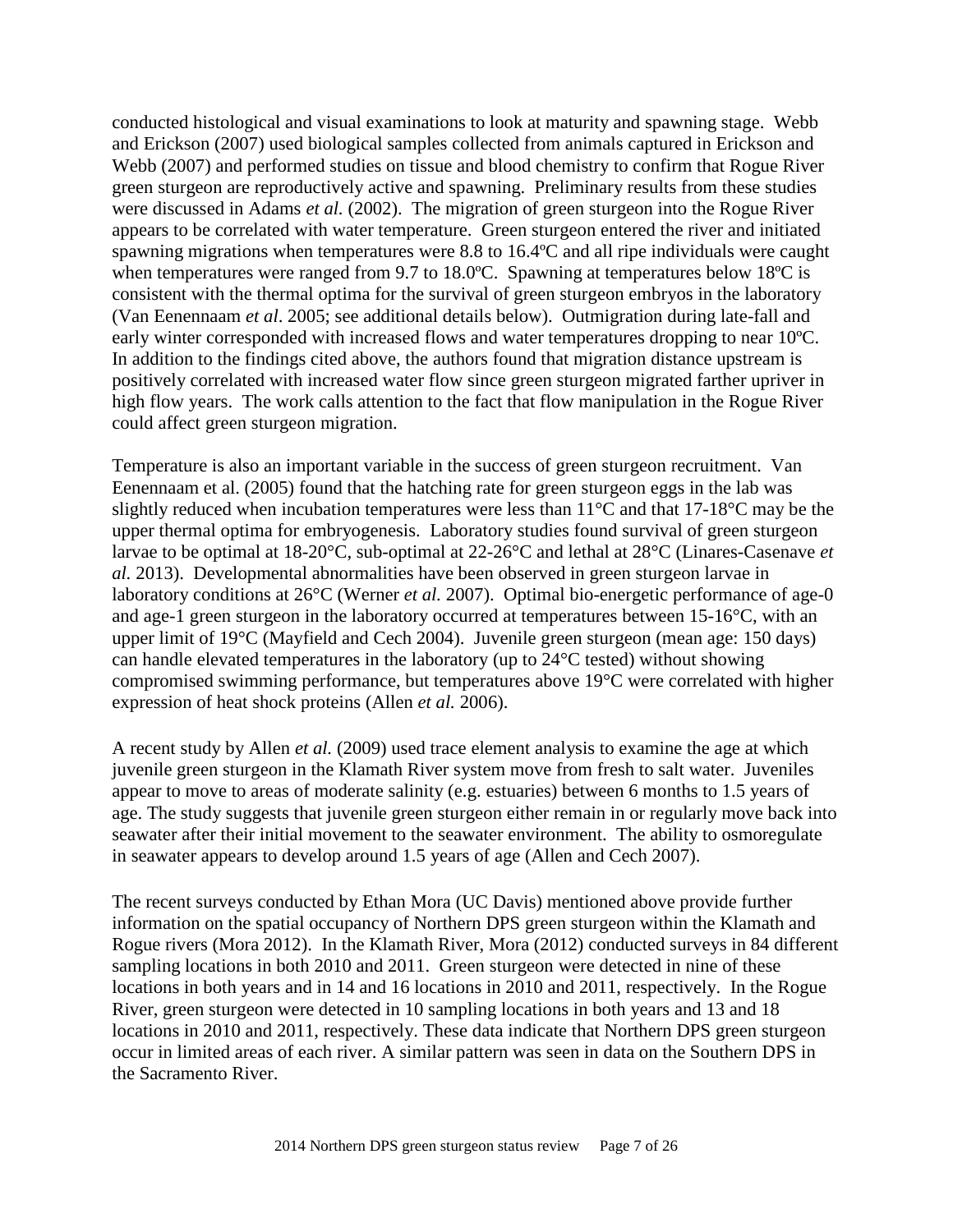conducted histological and visual examinations to look at maturity and spawning stage. Webb and Erickson (2007) used biological samples collected from animals captured in Erickson and Webb (2007) and performed studies on tissue and blood chemistry to confirm that Rogue River green sturgeon are reproductively active and spawning. Preliminary results from these studies were discussed in Adams *et al.* (2002). The migration of green sturgeon into the Rogue River appears to be correlated with water temperature. Green sturgeon entered the river and initiated spawning migrations when temperatures were 8.8 to 16.4ºC and all ripe individuals were caught when temperatures were ranged from 9.7 to 18.0ºC. Spawning at temperatures below 18ºC is consistent with the thermal optima for the survival of green sturgeon embryos in the laboratory (Van Eenennaam *et al*. 2005; see additional details below). Outmigration during late-fall and early winter corresponded with increased flows and water temperatures dropping to near 10ºC. In addition to the findings cited above, the authors found that migration distance upstream is positively correlated with increased water flow since green sturgeon migrated farther upriver in high flow years. The work calls attention to the fact that flow manipulation in the Rogue River could affect green sturgeon migration.

Temperature is also an important variable in the success of green sturgeon recruitment. Van Eenennaam et al. (2005) found that the hatching rate for green sturgeon eggs in the lab was slightly reduced when incubation temperatures were less than 11°C and that 17-18°C may be the upper thermal optima for embryogenesis. Laboratory studies found survival of green sturgeon larvae to be optimal at 18-20°C, sub-optimal at 22-26°C and lethal at 28°C (Linares-Casenave *et al.* 2013). Developmental abnormalities have been observed in green sturgeon larvae in laboratory conditions at 26°C (Werner *et al.* 2007). Optimal bio-energetic performance of age-0 and age-1 green sturgeon in the laboratory occurred at temperatures between 15-16°C, with an upper limit of 19°C (Mayfield and Cech 2004). Juvenile green sturgeon (mean age: 150 days) can handle elevated temperatures in the laboratory (up to 24°C tested) without showing compromised swimming performance, but temperatures above 19°C were correlated with higher expression of heat shock proteins (Allen *et al.* 2006).

A recent study by Allen *et al.* (2009) used trace element analysis to examine the age at which juvenile green sturgeon in the Klamath River system move from fresh to salt water. Juveniles appear to move to areas of moderate salinity (e.g. estuaries) between 6 months to 1.5 years of age. The study suggests that juvenile green sturgeon either remain in or regularly move back into seawater after their initial movement to the seawater environment. The ability to osmoregulate in seawater appears to develop around 1.5 years of age (Allen and Cech 2007).

The recent surveys conducted by Ethan Mora (UC Davis) mentioned above provide further information on the spatial occupancy of Northern DPS green sturgeon within the Klamath and Rogue rivers (Mora 2012). In the Klamath River, Mora (2012) conducted surveys in 84 different sampling locations in both 2010 and 2011. Green sturgeon were detected in nine of these locations in both years and in 14 and 16 locations in 2010 and 2011, respectively. In the Rogue River, green sturgeon were detected in 10 sampling locations in both years and 13 and 18 locations in 2010 and 2011, respectively. These data indicate that Northern DPS green sturgeon occur in limited areas of each river. A similar pattern was seen in data on the Southern DPS in the Sacramento River.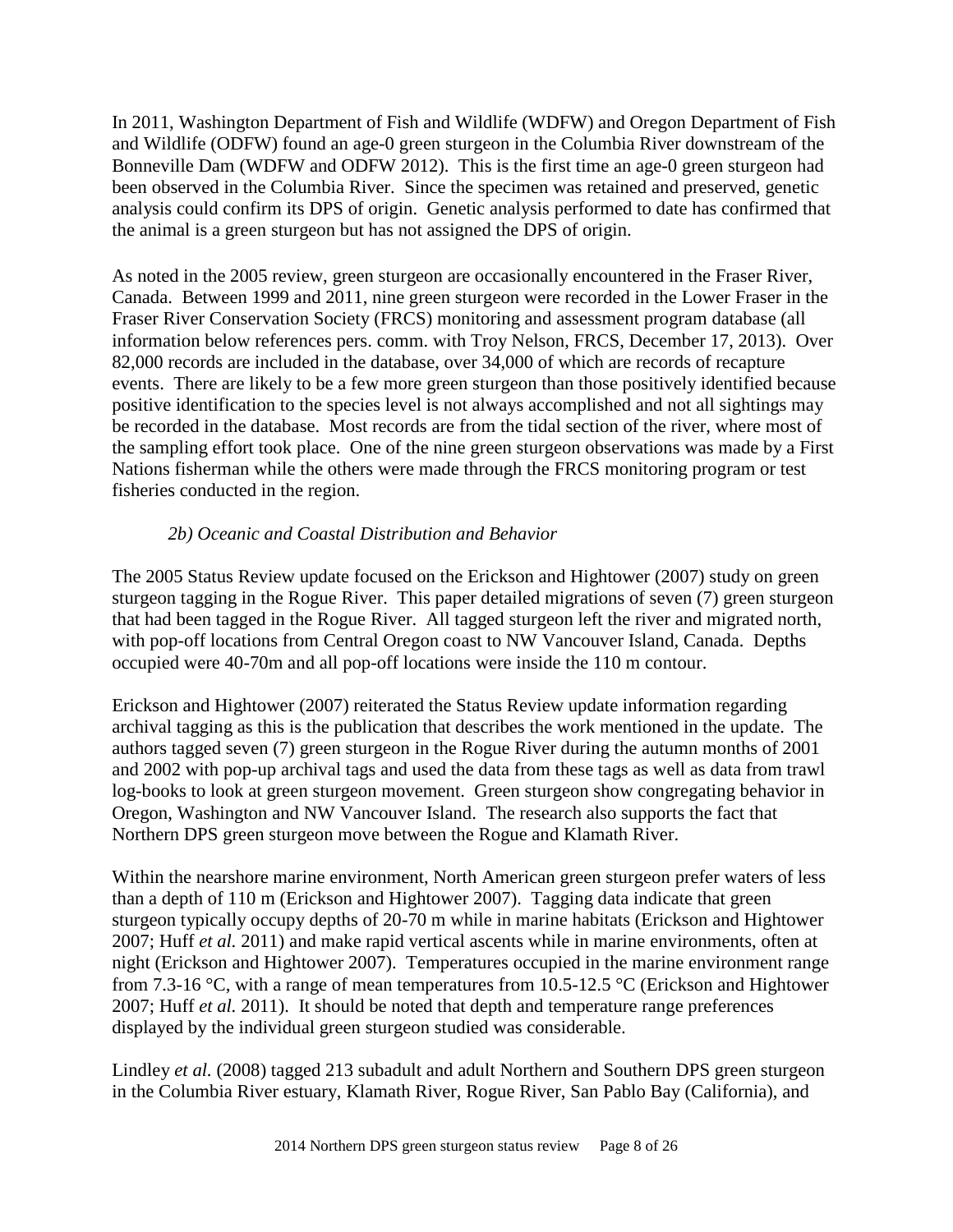In 2011, Washington Department of Fish and Wildlife (WDFW) and Oregon Department of Fish and Wildlife (ODFW) found an age-0 green sturgeon in the Columbia River downstream of the Bonneville Dam (WDFW and ODFW 2012). This is the first time an age-0 green sturgeon had been observed in the Columbia River. Since the specimen was retained and preserved, genetic analysis could confirm its DPS of origin. Genetic analysis performed to date has confirmed that the animal is a green sturgeon but has not assigned the DPS of origin.

As noted in the 2005 review, green sturgeon are occasionally encountered in the Fraser River, Canada. Between 1999 and 2011, nine green sturgeon were recorded in the Lower Fraser in the Fraser River Conservation Society (FRCS) monitoring and assessment program database (all information below references pers. comm. with Troy Nelson, FRCS, December 17, 2013). Over 82,000 records are included in the database, over 34,000 of which are records of recapture events. There are likely to be a few more green sturgeon than those positively identified because positive identification to the species level is not always accomplished and not all sightings may be recorded in the database. Most records are from the tidal section of the river, where most of the sampling effort took place. One of the nine green sturgeon observations was made by a First Nations fisherman while the others were made through the FRCS monitoring program or test fisheries conducted in the region.

### *2b) Oceanic and Coastal Distribution and Behavior*

The 2005 Status Review update focused on the Erickson and Hightower (2007) study on green sturgeon tagging in the Rogue River. This paper detailed migrations of seven (7) green sturgeon that had been tagged in the Rogue River. All tagged sturgeon left the river and migrated north, with pop-off locations from Central Oregon coast to NW Vancouver Island, Canada. Depths occupied were 40-70m and all pop-off locations were inside the 110 m contour.

Erickson and Hightower (2007) reiterated the Status Review update information regarding archival tagging as this is the publication that describes the work mentioned in the update. The authors tagged seven (7) green sturgeon in the Rogue River during the autumn months of 2001 and 2002 with pop-up archival tags and used the data from these tags as well as data from trawl log-books to look at green sturgeon movement. Green sturgeon show congregating behavior in Oregon, Washington and NW Vancouver Island. The research also supports the fact that Northern DPS green sturgeon move between the Rogue and Klamath River.

Within the nearshore marine environment, North American green sturgeon prefer waters of less than a depth of 110 m (Erickson and Hightower 2007). Tagging data indicate that green sturgeon typically occupy depths of 20-70 m while in marine habitats (Erickson and Hightower 2007; Huff *et al.* 2011) and make rapid vertical ascents while in marine environments, often at night (Erickson and Hightower 2007). Temperatures occupied in the marine environment range from 7.3-16 °C, with a range of mean temperatures from 10.5-12.5 °C (Erickson and Hightower 2007; Huff *et al.* 2011). It should be noted that depth and temperature range preferences displayed by the individual green sturgeon studied was considerable.

Lindley *et al.* (2008) tagged 213 subadult and adult Northern and Southern DPS green sturgeon in the Columbia River estuary, Klamath River, Rogue River, San Pablo Bay (California), and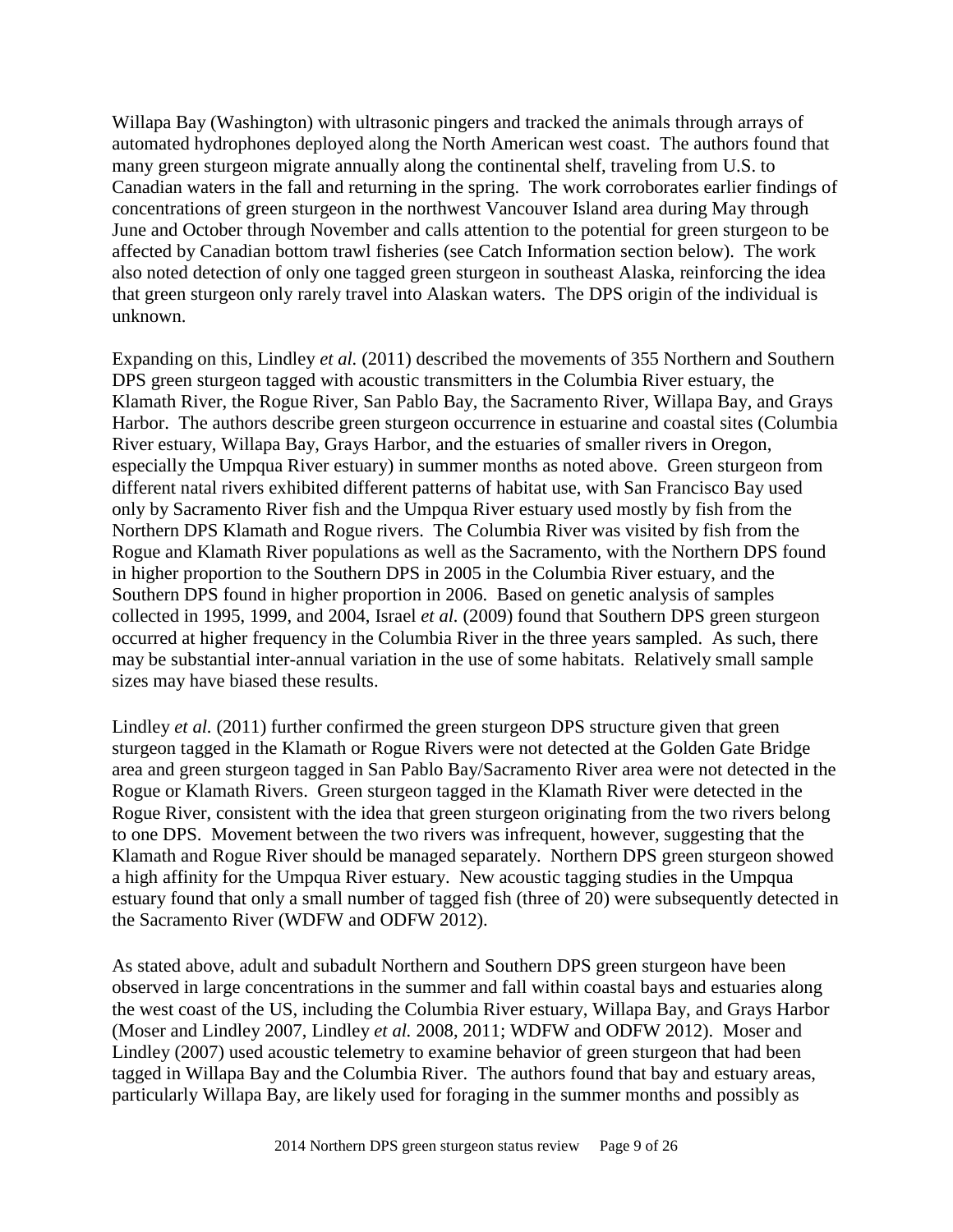Willapa Bay (Washington) with ultrasonic pingers and tracked the animals through arrays of automated hydrophones deployed along the North American west coast. The authors found that many green sturgeon migrate annually along the continental shelf, traveling from U.S. to Canadian waters in the fall and returning in the spring. The work corroborates earlier findings of concentrations of green sturgeon in the northwest Vancouver Island area during May through June and October through November and calls attention to the potential for green sturgeon to be affected by Canadian bottom trawl fisheries (see Catch Information section below). The work also noted detection of only one tagged green sturgeon in southeast Alaska, reinforcing the idea that green sturgeon only rarely travel into Alaskan waters. The DPS origin of the individual is unknown.

Expanding on this, Lindley *et al.* (2011) described the movements of 355 Northern and Southern DPS green sturgeon tagged with acoustic transmitters in the Columbia River estuary, the Klamath River, the Rogue River, San Pablo Bay, the Sacramento River, Willapa Bay, and Grays Harbor. The authors describe green sturgeon occurrence in estuarine and coastal sites (Columbia River estuary, Willapa Bay, Grays Harbor, and the estuaries of smaller rivers in Oregon, especially the Umpqua River estuary) in summer months as noted above. Green sturgeon from different natal rivers exhibited different patterns of habitat use, with San Francisco Bay used only by Sacramento River fish and the Umpqua River estuary used mostly by fish from the Northern DPS Klamath and Rogue rivers. The Columbia River was visited by fish from the Rogue and Klamath River populations as well as the Sacramento, with the Northern DPS found in higher proportion to the Southern DPS in 2005 in the Columbia River estuary, and the Southern DPS found in higher proportion in 2006. Based on genetic analysis of samples collected in 1995, 1999, and 2004, Israel *et al.* (2009) found that Southern DPS green sturgeon occurred at higher frequency in the Columbia River in the three years sampled. As such, there may be substantial inter-annual variation in the use of some habitats. Relatively small sample sizes may have biased these results.

Lindley *et al.* (2011) further confirmed the green sturgeon DPS structure given that green sturgeon tagged in the Klamath or Rogue Rivers were not detected at the Golden Gate Bridge area and green sturgeon tagged in San Pablo Bay/Sacramento River area were not detected in the Rogue or Klamath Rivers. Green sturgeon tagged in the Klamath River were detected in the Rogue River, consistent with the idea that green sturgeon originating from the two rivers belong to one DPS. Movement between the two rivers was infrequent, however, suggesting that the Klamath and Rogue River should be managed separately. Northern DPS green sturgeon showed a high affinity for the Umpqua River estuary. New acoustic tagging studies in the Umpqua estuary found that only a small number of tagged fish (three of 20) were subsequently detected in the Sacramento River (WDFW and ODFW 2012).

As stated above, adult and subadult Northern and Southern DPS green sturgeon have been observed in large concentrations in the summer and fall within coastal bays and estuaries along the west coast of the US, including the Columbia River estuary, Willapa Bay, and Grays Harbor (Moser and Lindley 2007, Lindley *et al.* 2008, 2011; WDFW and ODFW 2012). Moser and Lindley (2007) used acoustic telemetry to examine behavior of green sturgeon that had been tagged in Willapa Bay and the Columbia River. The authors found that bay and estuary areas, particularly Willapa Bay, are likely used for foraging in the summer months and possibly as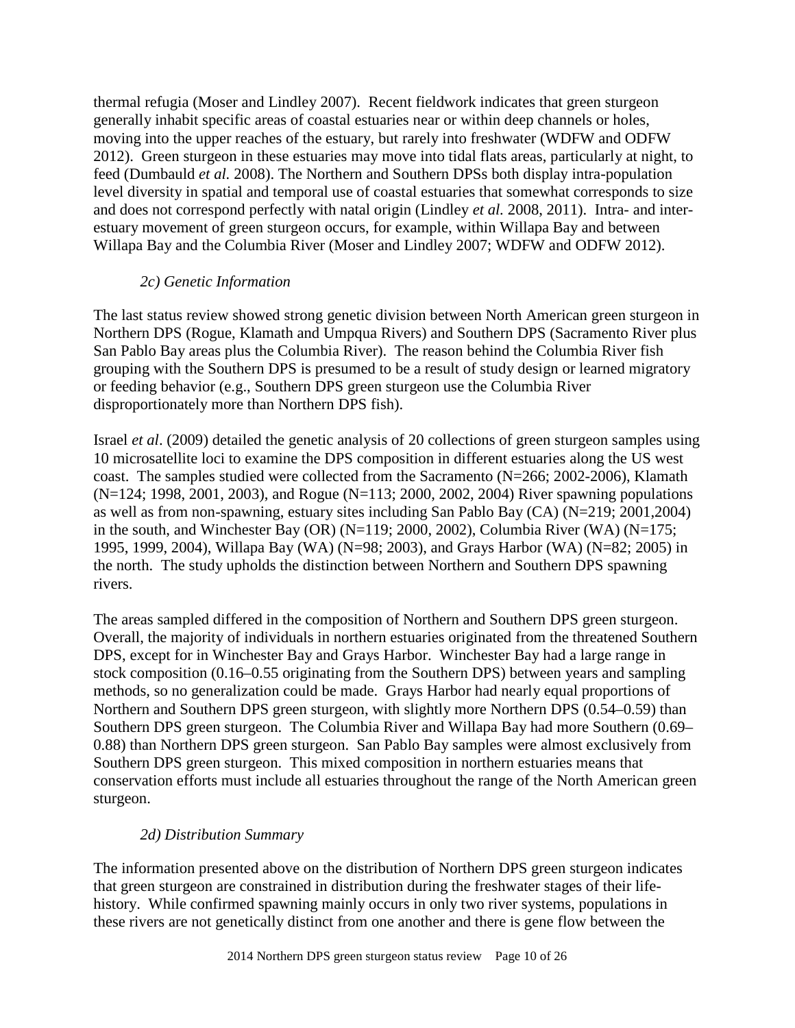thermal refugia (Moser and Lindley 2007). Recent fieldwork indicates that green sturgeon generally inhabit specific areas of coastal estuaries near or within deep channels or holes, moving into the upper reaches of the estuary, but rarely into freshwater (WDFW and ODFW 2012). Green sturgeon in these estuaries may move into tidal flats areas, particularly at night, to feed (Dumbauld *et al.* 2008). The Northern and Southern DPSs both display intra-population level diversity in spatial and temporal use of coastal estuaries that somewhat corresponds to size and does not correspond perfectly with natal origin (Lindley *et al.* 2008, 2011). Intra- and inter-estuary movement of green sturgeon occurs, for example, within Willapa Bay and between Willapa Bay and the Columbia River (Moser and Lindley 2007; WDFW and ODFW 2012).

### *2c) Genetic Information*

The last status review showed strong genetic division between North American green sturgeon in Northern DPS (Rogue, Klamath and Umpqua Rivers) and Southern DPS (Sacramento River plus San Pablo Bay areas plus the Columbia River). The reason behind the Columbia River fish grouping with the Southern DPS is presumed to be a result of study design or learned migratory or feeding behavior (e.g., Southern DPS green sturgeon use the Columbia River disproportionately more than Northern DPS fish).

Israel *et al*. (2009) detailed the genetic analysis of 20 collections of green sturgeon samples using 10 microsatellite loci to examine the DPS composition in different estuaries along the US west coast. The samples studied were collected from the Sacramento (N=266; 2002-2006), Klamath (N=124; 1998, 2001, 2003), and Rogue (N=113; 2000, 2002, 2004) River spawning populations as well as from non-spawning, estuary sites including San Pablo Bay (CA) (N=219; 2001,2004) in the south, and Winchester Bay (OR) (N=119; 2000, 2002), Columbia River (WA) (N=175; 1995, 1999, 2004), Willapa Bay (WA) (N=98; 2003), and Grays Harbor (WA) (N=82; 2005) in the north. The study upholds the distinction between Northern and Southern DPS spawning rivers.

The areas sampled differed in the composition of Northern and Southern DPS green sturgeon. Overall, the majority of individuals in northern estuaries originated from the threatened Southern DPS, except for in Winchester Bay and Grays Harbor. Winchester Bay had a large range in stock composition (0.16–0.55 originating from the Southern DPS) between years and sampling methods, so no generalization could be made. Grays Harbor had nearly equal proportions of Northern and Southern DPS green sturgeon, with slightly more Northern DPS (0.54–0.59) than Southern DPS green sturgeon. The Columbia River and Willapa Bay had more Southern (0.69–0.88) than Northern DPS green sturgeon. San Pablo Bay samples were almost exclusively from Southern DPS green sturgeon. This mixed composition in northern estuaries means that conservation efforts must include all estuaries throughout the range of the North American green sturgeon.

### *2d) Distribution Summary*

The information presented above on the distribution of Northern DPS green sturgeon indicates that green sturgeon are constrained in distribution during the freshwater stages of their life-history. While confirmed spawning mainly occurs in only two river systems, populations in these rivers are not genetically distinct from one another and there is gene flow between the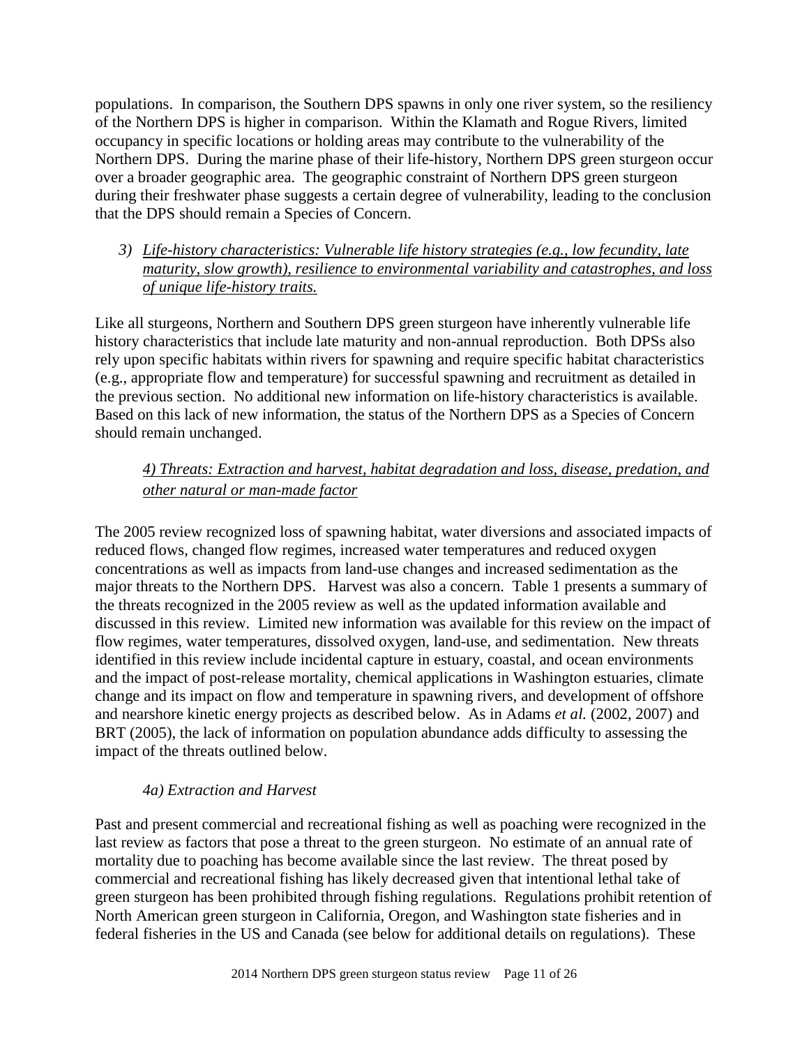populations. In comparison, the Southern DPS spawns in only one river system, so the resiliency of the Northern DPS is higher in comparison. Within the Klamath and Rogue Rivers, limited occupancy in specific locations or holding areas may contribute to the vulnerability of the Northern DPS. During the marine phase of their life-history, Northern DPS green sturgeon occur over a broader geographic area. The geographic constraint of Northern DPS green sturgeon during their freshwater phase suggests a certain degree of vulnerability, leading to the conclusion that the DPS should remain a Species of Concern.

3) *Life-history characteristics: Vulnerable life history strategies (e.g., low fecundity, late maturity, slow growth), resilience to environmental variability and catastrophes, and loss of unique life-history traits.*

Like all sturgeons, Northern and Southern DPS green sturgeon have inherently vulnerable life history characteristics that include late maturity and non-annual reproduction. Both DPSs also rely upon specific habitats within rivers for spawning and require specific habitat characteristics (e.g., appropriate flow and temperature) for successful spawning and recruitment as detailed in the previous section. No additional new information on life-history characteristics is available. Based on this lack of new information, the status of the Northern DPS as a Species of Concern should remain unchanged.

*4) Threats: Extraction and harvest, habitat degradation and loss, disease, predation, and other natural or man-made factor*

The 2005 review recognized loss of spawning habitat, water diversions and associated impacts of reduced flows, changed flow regimes, increased water temperatures and reduced oxygen concentrations as well as impacts from land-use changes and increased sedimentation as the major threats to the Northern DPS. Harvest was also a concern. Table 1 presents a summary of the threats recognized in the 2005 review as well as the updated information available and discussed in this review. Limited new information was available for this review on the impact of flow regimes, water temperatures, dissolved oxygen, land-use, and sedimentation. New threats identified in this review include incidental capture in estuary, coastal, and ocean environments and the impact of post-release mortality, chemical applications in Washington estuaries, climate change and its impact on flow and temperature in spawning rivers, and development of offshore and nearshore kinetic energy projects as described below. As in Adams *et al.* (2002, 2007) and BRT (2005), the lack of information on population abundance adds difficulty to assessing the impact of the threats outlined below.

*4a) Extraction and Harvest*

Past and present commercial and recreational fishing as well as poaching were recognized in the last review as factors that pose a threat to the green sturgeon. No estimate of an annual rate of mortality due to poaching has become available since the last review. The threat posed by commercial and recreational fishing has likely decreased given that intentional lethal take of green sturgeon has been prohibited through fishing regulations. Regulations prohibit retention of North American green sturgeon in California, Oregon, and Washington state fisheries and in federal fisheries in the US and Canada (see below for additional details on regulations). These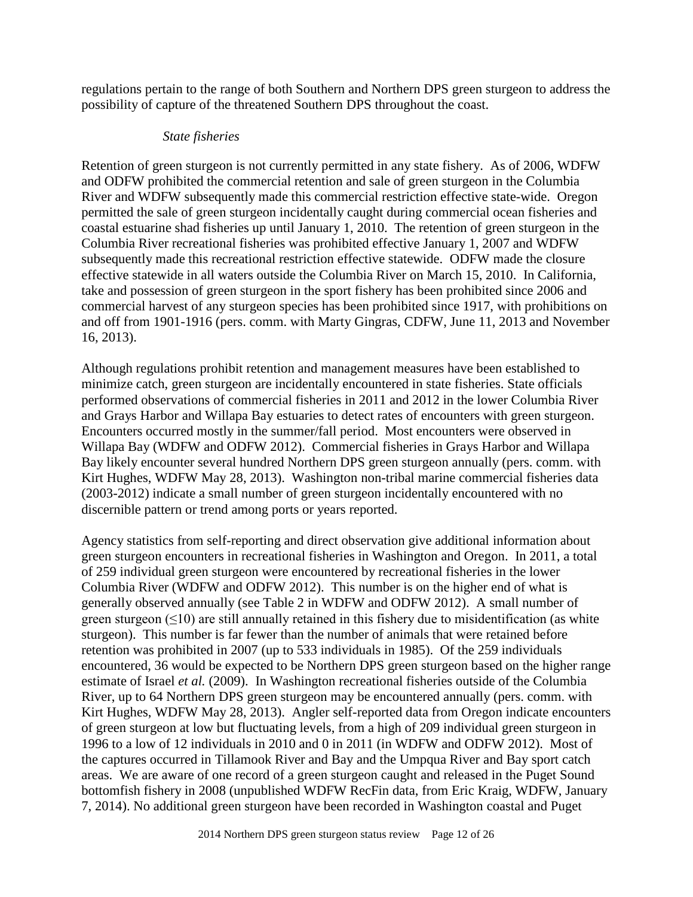regulations pertain to the range of both Southern and Northern DPS green sturgeon to address the possibility of capture of the threatened Southern DPS throughout the coast.

*State fisheries*

Retention of green sturgeon is not currently permitted in any state fishery. As of 2006, WDFW and ODFW prohibited the commercial retention and sale of green sturgeon in the Columbia River and WDFW subsequently made this commercial restriction effective state-wide. Oregon permitted the sale of green sturgeon incidentally caught during commercial ocean fisheries and coastal estuarine shad fisheries up until January 1, 2010. The retention of green sturgeon in the Columbia River recreational fisheries was prohibited effective January 1, 2007 and WDFW subsequently made this recreational restriction effective statewide. ODFW made the closure effective statewide in all waters outside the Columbia River on March 15, 2010. In California, take and possession of green sturgeon in the sport fishery has been prohibited since 2006 and commercial harvest of any sturgeon species has been prohibited since 1917, with prohibitions on and off from 1901-1916 (pers. comm. with Marty Gingras, CDFW, June 11, 2013 and November 16, 2013).

Although regulations prohibit retention and management measures have been established to minimize catch, green sturgeon are incidentally encountered in state fisheries. State officials performed observations of commercial fisheries in 2011 and 2012 in the lower Columbia River and Grays Harbor and Willapa Bay estuaries to detect rates of encounters with green sturgeon. Encounters occurred mostly in the summer/fall period. Most encounters were observed in Willapa Bay (WDFW and ODFW 2012). Commercial fisheries in Grays Harbor and Willapa Bay likely encounter several hundred Northern DPS green sturgeon annually (pers. comm. with Kirt Hughes, WDFW May 28, 2013). Washington non-tribal marine commercial fisheries data (2003-2012) indicate a small number of green sturgeon incidentally encountered with no discernible pattern or trend among ports or years reported.

Agency statistics from self-reporting and direct observation give additional information about green sturgeon encounters in recreational fisheries in Washington and Oregon. In 2011, a total of 259 individual green sturgeon were encountered by recreational fisheries in the lower Columbia River (WDFW and ODFW 2012). This number is on the higher end of what is generally observed annually (see Table 2 in WDFW and ODFW 2012). A small number of green sturgeon ($\leq 10$) are still annually retained in this fishery due to misidentification (as white sturgeon). This number is far fewer than the number of animals that were retained before retention was prohibited in 2007 (up to 533 individuals in 1985). Of the 259 individuals encountered, 36 would be expected to be Northern DPS green sturgeon based on the higher range estimate of Israel *et al.* (2009). In Washington recreational fisheries outside of the Columbia River, up to 64 Northern DPS green sturgeon may be encountered annually (pers. comm. with Kirt Hughes, WDFW May 28, 2013). Angler self-reported data from Oregon indicate encounters of green sturgeon at low but fluctuating levels, from a high of 209 individual green sturgeon in 1996 to a low of 12 individuals in 2010 and 0 in 2011 (in WDFW and ODFW 2012). Most of the captures occurred in Tillamook River and Bay and the Umpqua River and Bay sport catch areas. We are aware of one record of a green sturgeon caught and released in the Puget Sound bottomfish fishery in 2008 (unpublished WDFW RecFin data, from Eric Kraig, WDFW, January 7, 2014). No additional green sturgeon have been recorded in Washington coastal and Puget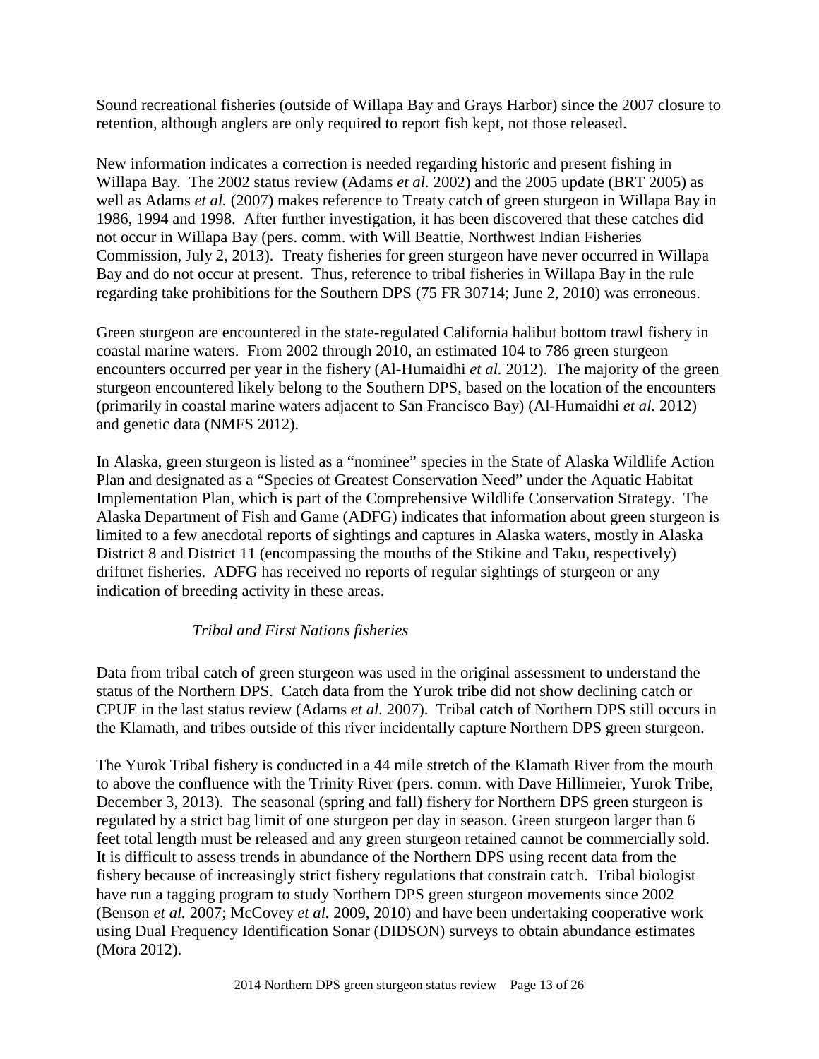Sound recreational fisheries (outside of Willapa Bay and Grays Harbor) since the 2007 closure to retention, although anglers are only required to report fish kept, not those released.

New information indicates a correction is needed regarding historic and present fishing in Willapa Bay. The 2002 status review (Adams *et al.* 2002) and the 2005 update (BRT 2005) as well as Adams *et al.* (2007) makes reference to Treaty catch of green sturgeon in Willapa Bay in 1986, 1994 and 1998. After further investigation, it has been discovered that these catches did not occur in Willapa Bay (pers. comm. with Will Beattie, Northwest Indian Fisheries Commission, July 2, 2013). Treaty fisheries for green sturgeon have never occurred in Willapa Bay and do not occur at present. Thus, reference to tribal fisheries in Willapa Bay in the rule regarding take prohibitions for the Southern DPS (75 FR 30714; June 2, 2010) was erroneous.

Green sturgeon are encountered in the state-regulated California halibut bottom trawl fishery in coastal marine waters. From 2002 through 2010, an estimated 104 to 786 green sturgeon encounters occurred per year in the fishery (Al-Humaidhi *et al.* 2012). The majority of the green sturgeon encountered likely belong to the Southern DPS, based on the location of the encounters (primarily in coastal marine waters adjacent to San Francisco Bay) (Al-Humaidhi *et al.* 2012) and genetic data (NMFS 2012).

In Alaska, green sturgeon is listed as a "nominee" species in the State of Alaska Wildlife Action Plan and designated as a "Species of Greatest Conservation Need" under the Aquatic Habitat Implementation Plan, which is part of the Comprehensive Wildlife Conservation Strategy. The Alaska Department of Fish and Game (ADFG) indicates that information about green sturgeon is limited to a few anecdotal reports of sightings and captures in Alaska waters, mostly in Alaska District 8 and District 11 (encompassing the mouths of the Stikine and Taku, respectively) driftnet fisheries. ADFG has received no reports of regular sightings of sturgeon or any indication of breeding activity in these areas.

*Tribal and First Nations fisheries*

Data from tribal catch of green sturgeon was used in the original assessment to understand the status of the Northern DPS. Catch data from the Yurok tribe did not show declining catch or CPUE in the last status review (Adams *et al.* 2007). Tribal catch of Northern DPS still occurs in the Klamath, and tribes outside of this river incidentally capture Northern DPS green sturgeon.

The Yurok Tribal fishery is conducted in a 44 mile stretch of the Klamath River from the mouth to above the confluence with the Trinity River (pers. comm. with Dave Hillimeier, Yurok Tribe, December 3, 2013). The seasonal (spring and fall) fishery for Northern DPS green sturgeon is regulated by a strict bag limit of one sturgeon per day in season. Green sturgeon larger than 6 feet total length must be released and any green sturgeon retained cannot be commercially sold. It is difficult to assess trends in abundance of the Northern DPS using recent data from the fishery because of increasingly strict fishery regulations that constrain catch. Tribal biologist have run a tagging program to study Northern DPS green sturgeon movements since 2002 (Benson *et al.* 2007; McCovey *et al.* 2009, 2010) and have been undertaking cooperative work using Dual Frequency Identification Sonar (DIDSON) surveys to obtain abundance estimates (Mora 2012).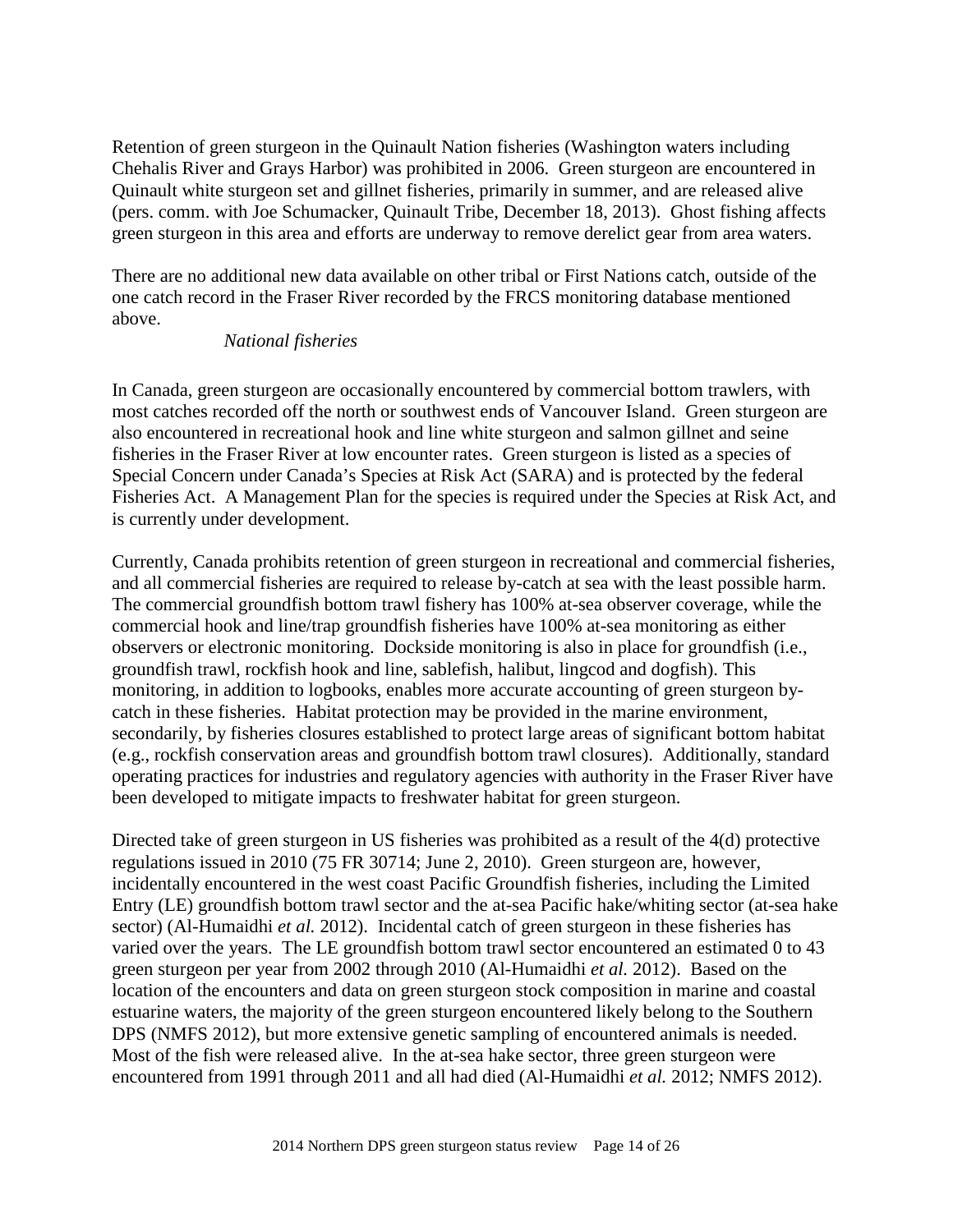Retention of green sturgeon in the Quinault Nation fisheries (Washington waters including Chehalis River and Grays Harbor) was prohibited in 2006. Green sturgeon are encountered in Quinault white sturgeon set and gillnet fisheries, primarily in summer, and are released alive (pers. comm. with Joe Schumacker, Quinault Tribe, December 18, 2013). Ghost fishing affects green sturgeon in this area and efforts are underway to remove derelict gear from area waters.

There are no additional new data available on other tribal or First Nations catch, outside of the one catch record in the Fraser River recorded by the FRCS monitoring database mentioned above.

*National fisheries*

In Canada, green sturgeon are occasionally encountered by commercial bottom trawlers, with most catches recorded off the north or southwest ends of Vancouver Island. Green sturgeon are also encountered in recreational hook and line white sturgeon and salmon gillnet and seine fisheries in the Fraser River at low encounter rates. Green sturgeon is listed as a species of Special Concern under Canada's Species at Risk Act (SARA) and is protected by the federal Fisheries Act. A Management Plan for the species is required under the Species at Risk Act, and is currently under development.

Currently, Canada prohibits retention of green sturgeon in recreational and commercial fisheries, and all commercial fisheries are required to release by-catch at sea with the least possible harm. The commercial groundfish bottom trawl fishery has 100% at-sea observer coverage, while the commercial hook and line/trap groundfish fisheries have 100% at-sea monitoring as either observers or electronic monitoring. Dockside monitoring is also in place for groundfish (i.e., groundfish trawl, rockfish hook and line, sablefish, halibut, lingcod and dogfish). This monitoring, in addition to logbooks, enables more accurate accounting of green sturgeon by-catch in these fisheries. Habitat protection may be provided in the marine environment, secondarily, by fisheries closures established to protect large areas of significant bottom habitat (e.g., rockfish conservation areas and groundfish bottom trawl closures). Additionally, standard operating practices for industries and regulatory agencies with authority in the Fraser River have been developed to mitigate impacts to freshwater habitat for green sturgeon.

Directed take of green sturgeon in US fisheries was prohibited as a result of the 4(d) protective regulations issued in 2010 (75 FR 30714; June 2, 2010). Green sturgeon are, however, incidentally encountered in the west coast Pacific Groundfish fisheries, including the Limited Entry (LE) groundfish bottom trawl sector and the at-sea Pacific hake/whiting sector (at-sea hake sector) (Al-Humaidhi *et al.* 2012). Incidental catch of green sturgeon in these fisheries has varied over the years. The LE groundfish bottom trawl sector encountered an estimated 0 to 43 green sturgeon per year from 2002 through 2010 (Al-Humaidhi *et al.* 2012). Based on the location of the encounters and data on green sturgeon stock composition in marine and coastal estuarine waters, the majority of the green sturgeon encountered likely belong to the Southern DPS (NMFS 2012), but more extensive genetic sampling of encountered animals is needed. Most of the fish were released alive. In the at-sea hake sector, three green sturgeon were encountered from 1991 through 2011 and all had died (Al-Humaidhi *et al.* 2012; NMFS 2012).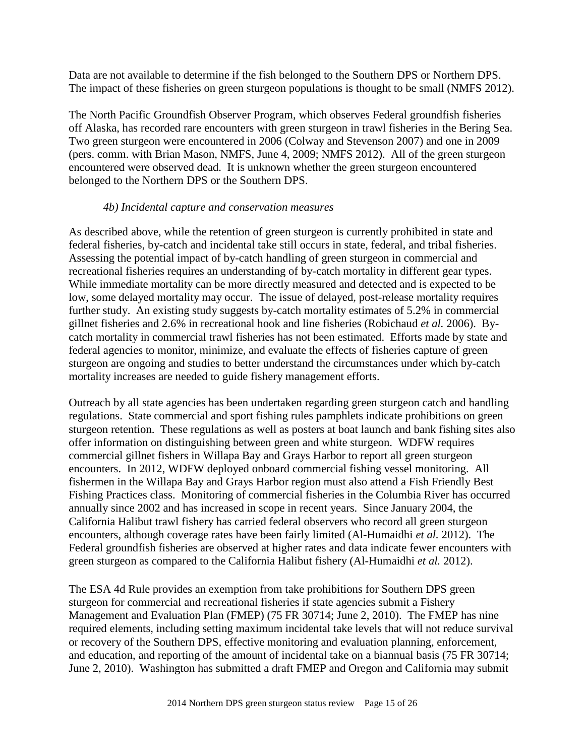Data are not available to determine if the fish belonged to the Southern DPS or Northern DPS. The impact of these fisheries on green sturgeon populations is thought to be small (NMFS 2012).

The North Pacific Groundfish Observer Program, which observes Federal groundfish fisheries off Alaska, has recorded rare encounters with green sturgeon in trawl fisheries in the Bering Sea. Two green sturgeon were encountered in 2006 (Colway and Stevenson 2007) and one in 2009 (pers. comm. with Brian Mason, NMFS, June 4, 2009; NMFS 2012). All of the green sturgeon encountered were observed dead. It is unknown whether the green sturgeon encountered belonged to the Northern DPS or the Southern DPS.

*4b) Incidental capture and conservation measures*

As described above, while the retention of green sturgeon is currently prohibited in state and federal fisheries, by-catch and incidental take still occurs in state, federal, and tribal fisheries. Assessing the potential impact of by-catch handling of green sturgeon in commercial and recreational fisheries requires an understanding of by-catch mortality in different gear types. While immediate mortality can be more directly measured and detected and is expected to be low, some delayed mortality may occur. The issue of delayed, post-release mortality requires further study. An existing study suggests by-catch mortality estimates of 5.2% in commercial gillnet fisheries and 2.6% in recreational hook and line fisheries (Robichaud *et al.* 2006). By-catch mortality in commercial trawl fisheries has not been estimated. Efforts made by state and federal agencies to monitor, minimize, and evaluate the effects of fisheries capture of green sturgeon are ongoing and studies to better understand the circumstances under which by-catch mortality increases are needed to guide fishery management efforts.

Outreach by all state agencies has been undertaken regarding green sturgeon catch and handling regulations. State commercial and sport fishing rules pamphlets indicate prohibitions on green sturgeon retention. These regulations as well as posters at boat launch and bank fishing sites also offer information on distinguishing between green and white sturgeon. WDFW requires commercial gillnet fishers in Willapa Bay and Grays Harbor to report all green sturgeon encounters. In 2012, WDFW deployed onboard commercial fishing vessel monitoring. All fishermen in the Willapa Bay and Grays Harbor region must also attend a Fish Friendly Best Fishing Practices class. Monitoring of commercial fisheries in the Columbia River has occurred annually since 2002 and has increased in scope in recent years. Since January 2004, the California Halibut trawl fishery has carried federal observers who record all green sturgeon encounters, although coverage rates have been fairly limited (Al-Humaidhi *et al.* 2012). The Federal groundfish fisheries are observed at higher rates and data indicate fewer encounters with green sturgeon as compared to the California Halibut fishery (Al-Humaidhi *et al.* 2012).

The ESA 4d Rule provides an exemption from take prohibitions for Southern DPS green sturgeon for commercial and recreational fisheries if state agencies submit a Fishery Management and Evaluation Plan (FMEP) (75 FR 30714; June 2, 2010). The FMEP has nine required elements, including setting maximum incidental take levels that will not reduce survival or recovery of the Southern DPS, effective monitoring and evaluation planning, enforcement, and education, and reporting of the amount of incidental take on a biannual basis (75 FR 30714; June 2, 2010). Washington has submitted a draft FMEP and Oregon and California may submit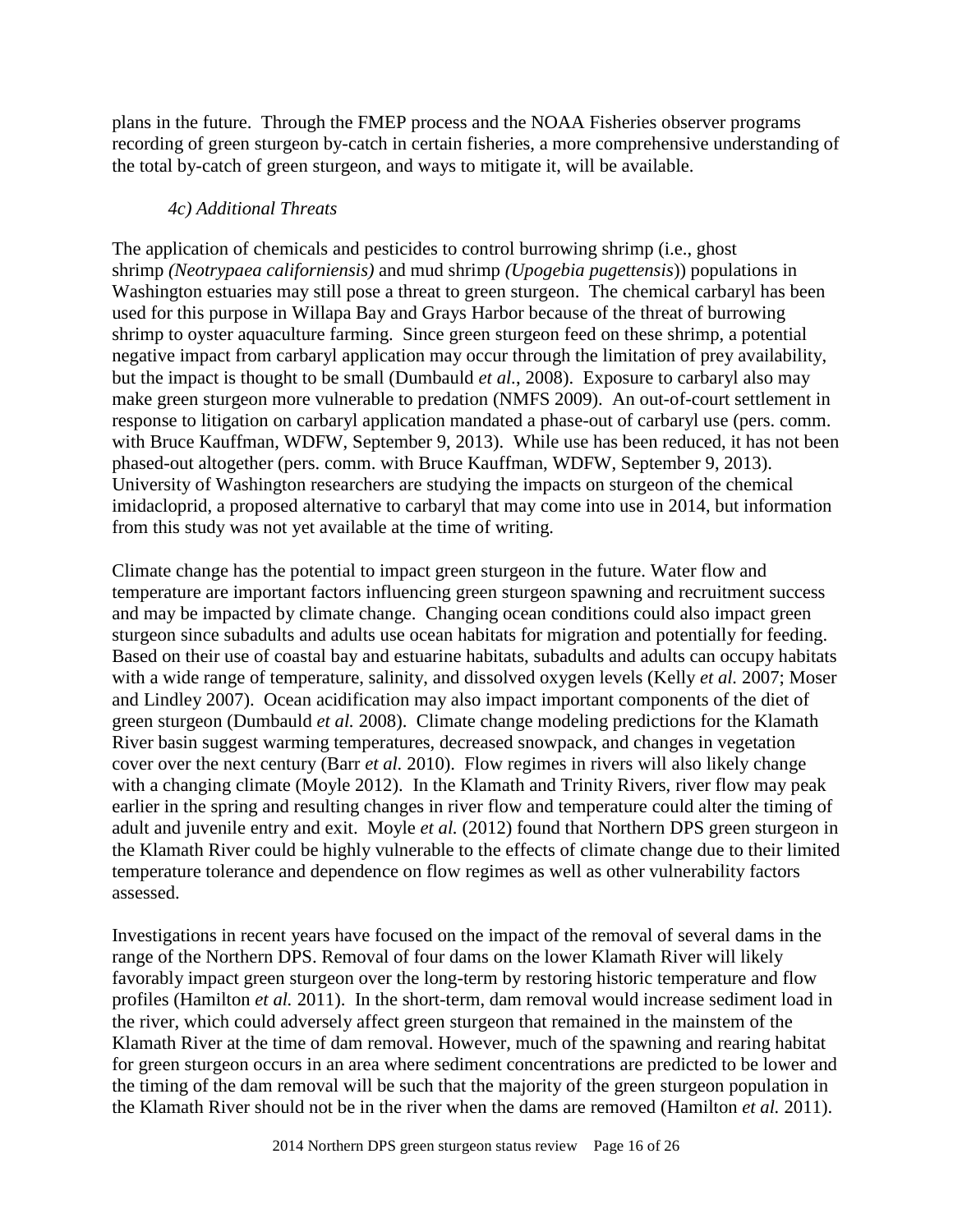plans in the future. Through the FMEP process and the NOAA Fisheries observer programs recording of green sturgeon by-catch in certain fisheries, a more comprehensive understanding of the total by-catch of green sturgeon, and ways to mitigate it, will be available.

### *4c) Additional Threats*

The application of chemicals and pesticides to control burrowing shrimp (i.e., ghost shrimp *(Neotrypaea californiensis)* and mud shrimp *(Upogebia pugettensis)*) populations in Washington estuaries may still pose a threat to green sturgeon. The chemical carbaryl has been used for this purpose in Willapa Bay and Grays Harbor because of the threat of burrowing shrimp to oyster aquaculture farming. Since green sturgeon feed on these shrimp, a potential negative impact from carbaryl application may occur through the limitation of prey availability, but the impact is thought to be small (Dumbauld *et al.*, 2008). Exposure to carbaryl also may make green sturgeon more vulnerable to predation (NMFS 2009). An out-of-court settlement in response to litigation on carbaryl application mandated a phase-out of carbaryl use (pers. comm. with Bruce Kauffman, WDFW, September 9, 2013). While use has been reduced, it has not been phased-out altogether (pers. comm. with Bruce Kauffman, WDFW, September 9, 2013). University of Washington researchers are studying the impacts on sturgeon of the chemical imidacloprid, a proposed alternative to carbaryl that may come into use in 2014, but information from this study was not yet available at the time of writing.

Climate change has the potential to impact green sturgeon in the future. Water flow and temperature are important factors influencing green sturgeon spawning and recruitment success and may be impacted by climate change. Changing ocean conditions could also impact green sturgeon since subadults and adults use ocean habitats for migration and potentially for feeding. Based on their use of coastal bay and estuarine habitats, subadults and adults can occupy habitats with a wide range of temperature, salinity, and dissolved oxygen levels (Kelly *et al.* 2007; Moser and Lindley 2007). Ocean acidification may also impact important components of the diet of green sturgeon (Dumbauld *et al.* 2008). Climate change modeling predictions for the Klamath River basin suggest warming temperatures, decreased snowpack, and changes in vegetation cover over the next century (Barr *et al.* 2010). Flow regimes in rivers will also likely change with a changing climate (Moyle 2012). In the Klamath and Trinity Rivers, river flow may peak earlier in the spring and resulting changes in river flow and temperature could alter the timing of adult and juvenile entry and exit. Moyle *et al.* (2012) found that Northern DPS green sturgeon in the Klamath River could be highly vulnerable to the effects of climate change due to their limited temperature tolerance and dependence on flow regimes as well as other vulnerability factors assessed.

Investigations in recent years have focused on the impact of the removal of several dams in the range of the Northern DPS. Removal of four dams on the lower Klamath River will likely favorably impact green sturgeon over the long-term by restoring historic temperature and flow profiles (Hamilton *et al.* 2011). In the short-term, dam removal would increase sediment load in the river, which could adversely affect green sturgeon that remained in the mainstem of the Klamath River at the time of dam removal. However, much of the spawning and rearing habitat for green sturgeon occurs in an area where sediment concentrations are predicted to be lower and the timing of the dam removal will be such that the majority of the green sturgeon population in the Klamath River should not be in the river when the dams are removed (Hamilton *et al.* 2011).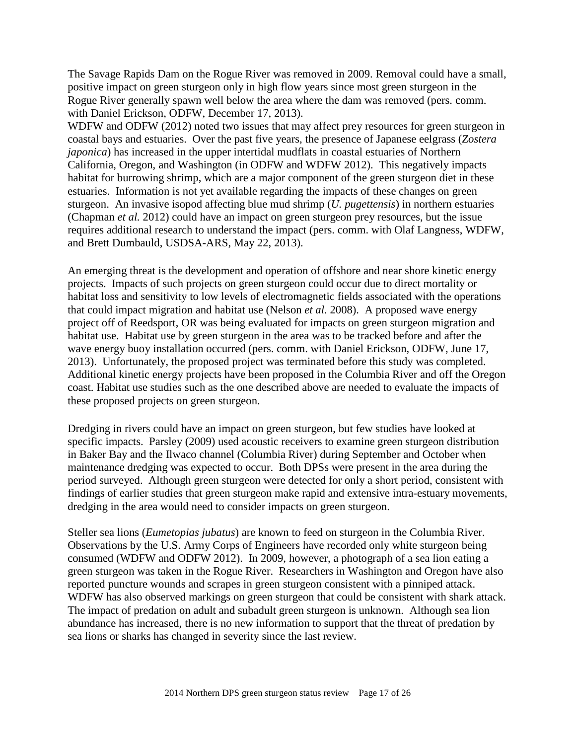The Savage Rapids Dam on the Rogue River was removed in 2009. Removal could have a small, positive impact on green sturgeon only in high flow years since most green sturgeon in the Rogue River generally spawn well below the area where the dam was removed (pers. comm. with Daniel Erickson, ODFW, December 17, 2013).

WDFW and ODFW (2012) noted two issues that may affect prey resources for green sturgeon in coastal bays and estuaries. Over the past five years, the presence of Japanese eelgrass (*Zostera japonica*) has increased in the upper intertidal mudflats in coastal estuaries of Northern California, Oregon, and Washington (in ODFW and WDFW 2012). This negatively impacts habitat for burrowing shrimp, which are a major component of the green sturgeon diet in these estuaries. Information is not yet available regarding the impacts of these changes on green sturgeon. An invasive isopod affecting blue mud shrimp (*U. pugettensis*) in northern estuaries (Chapman *et al.* 2012) could have an impact on green sturgeon prey resources, but the issue requires additional research to understand the impact (pers. comm. with Olaf Langness, WDFW, and Brett Dumbauld, USDSA-ARS, May 22, 2013).

An emerging threat is the development and operation of offshore and near shore kinetic energy projects. Impacts of such projects on green sturgeon could occur due to direct mortality or habitat loss and sensitivity to low levels of electromagnetic fields associated with the operations that could impact migration and habitat use (Nelson *et al.* 2008). A proposed wave energy project off of Reedsport, OR was being evaluated for impacts on green sturgeon migration and habitat use. Habitat use by green sturgeon in the area was to be tracked before and after the wave energy buoy installation occurred (pers. comm. with Daniel Erickson, ODFW, June 17, 2013). Unfortunately, the proposed project was terminated before this study was completed. Additional kinetic energy projects have been proposed in the Columbia River and off the Oregon coast. Habitat use studies such as the one described above are needed to evaluate the impacts of these proposed projects on green sturgeon.

Dredging in rivers could have an impact on green sturgeon, but few studies have looked at specific impacts. Parsley (2009) used acoustic receivers to examine green sturgeon distribution in Baker Bay and the Ilwaco channel (Columbia River) during September and October when maintenance dredging was expected to occur. Both DPSs were present in the area during the period surveyed. Although green sturgeon were detected for only a short period, consistent with findings of earlier studies that green sturgeon make rapid and extensive intra-estuary movements, dredging in the area would need to consider impacts on green sturgeon.

Steller sea lions (*Eumetopias jubatus*) are known to feed on sturgeon in the Columbia River. Observations by the U.S. Army Corps of Engineers have recorded only white sturgeon being consumed (WDFW and ODFW 2012). In 2009, however, a photograph of a sea lion eating a green sturgeon was taken in the Rogue River. Researchers in Washington and Oregon have also reported puncture wounds and scrapes in green sturgeon consistent with a pinniped attack. WDFW has also observed markings on green sturgeon that could be consistent with shark attack. The impact of predation on adult and subadult green sturgeon is unknown. Although sea lion abundance has increased, there is no new information to support that the threat of predation by sea lions or sharks has changed in severity since the last review.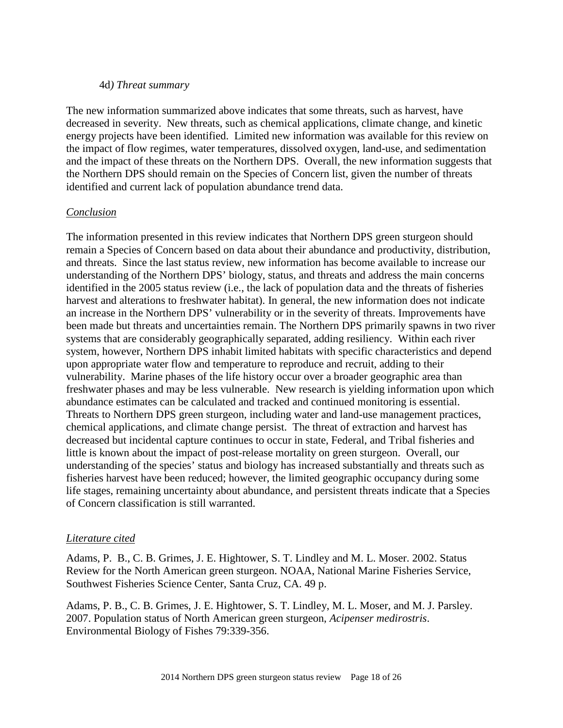4d*) Threat summary*

The new information summarized above indicates that some threats, such as harvest, have decreased in severity. New threats, such as chemical applications, climate change, and kinetic energy projects have been identified. Limited new information was available for this review on the impact of flow regimes, water temperatures, dissolved oxygen, land-use, and sedimentation and the impact of these threats on the Northern DPS. Overall, the new information suggests that the Northern DPS should remain on the Species of Concern list, given the number of threats identified and current lack of population abundance trend data.

<u>*Conclusion*</u>

The information presented in this review indicates that Northern DPS green sturgeon should remain a Species of Concern based on data about their abundance and productivity, distribution, and threats. Since the last status review, new information has become available to increase our understanding of the Northern DPS' biology, status, and threats and address the main concerns identified in the 2005 status review (i.e., the lack of population data and the threats of fisheries harvest and alterations to freshwater habitat). In general, the new information does not indicate an increase in the Northern DPS' vulnerability or in the severity of threats. Improvements have been made but threats and uncertainties remain. The Northern DPS primarily spawns in two river systems that are considerably geographically separated, adding resiliency. Within each river system, however, Northern DPS inhabit limited habitats with specific characteristics and depend upon appropriate water flow and temperature to reproduce and recruit, adding to their vulnerability. Marine phases of the life history occur over a broader geographic area than freshwater phases and may be less vulnerable. New research is yielding information upon which abundance estimates can be calculated and tracked and continued monitoring is essential. Threats to Northern DPS green sturgeon, including water and land-use management practices, chemical applications, and climate change persist. The threat of extraction and harvest has decreased but incidental capture continues to occur in state, Federal, and Tribal fisheries and little is known about the impact of post-release mortality on green sturgeon. Overall, our understanding of the species' status and biology has increased substantially and threats such as fisheries harvest have been reduced; however, the limited geographic occupancy during some life stages, remaining uncertainty about abundance, and persistent threats indicate that a Species of Concern classification is still warranted.

<u>*Literature cited*</u>

Adams, P. B., C. B. Grimes, J. E. Hightower, S. T. Lindley and M. L. Moser. 2002. Status Review for the North American green sturgeon. NOAA, National Marine Fisheries Service, Southwest Fisheries Science Center, Santa Cruz, CA. 49 p.

Adams, P. B., C. B. Grimes, J. E. Hightower, S. T. Lindley, M. L. Moser, and M. J. Parsley. 2007. Population status of North American green sturgeon, *Acipenser medirostris*. Environmental Biology of Fishes 79:339-356.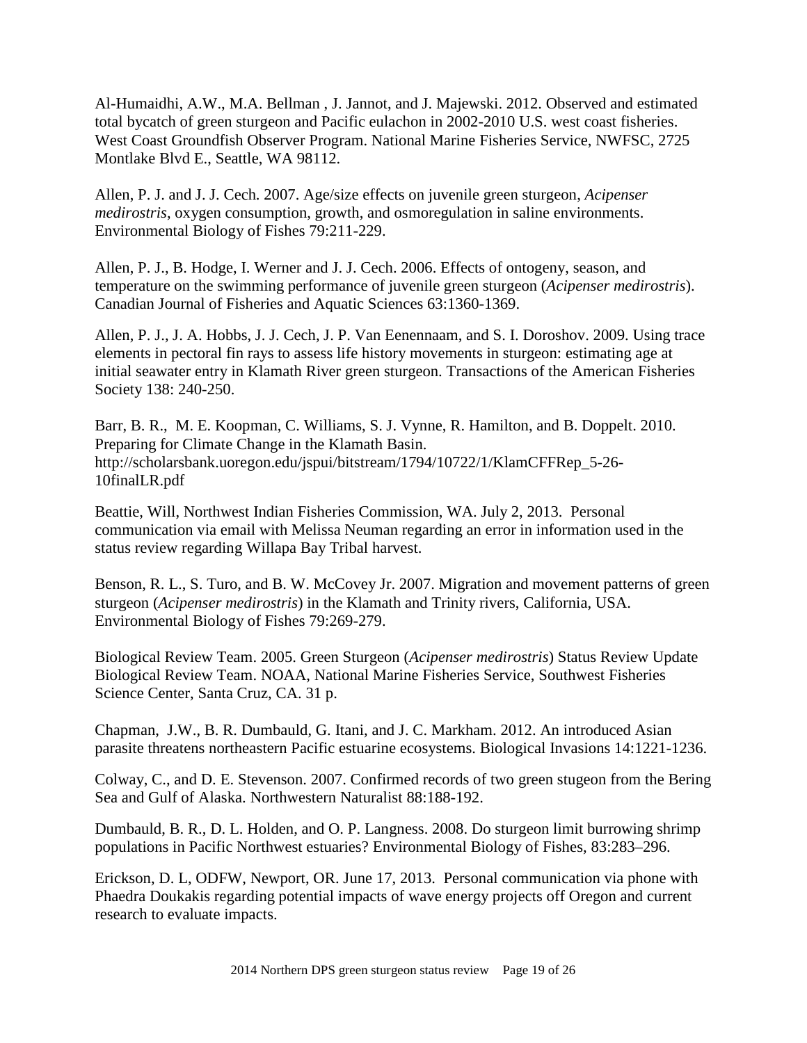Al-Humaidhi, A.W., M.A. Bellman , J. Jannot, and J. Majewski. 2012. Observed and estimated total bycatch of green sturgeon and Pacific eulachon in 2002-2010 U.S. west coast fisheries. West Coast Groundfish Observer Program. National Marine Fisheries Service, NWFSC, 2725 Montlake Blvd E., Seattle, WA 98112.

Allen, P. J. and J. J. Cech. 2007. Age/size effects on juvenile green sturgeon, *Acipenser medirostris*, oxygen consumption, growth, and osmoregulation in saline environments. Environmental Biology of Fishes 79:211-229.

Allen, P. J., B. Hodge, I. Werner and J. J. Cech. 2006. Effects of ontogeny, season, and temperature on the swimming performance of juvenile green sturgeon (*Acipenser medirostris*). Canadian Journal of Fisheries and Aquatic Sciences 63:1360-1369.

Allen, P. J., J. A. Hobbs, J. J. Cech, J. P. Van Eenennaam, and S. I. Doroshov. 2009. Using trace elements in pectoral fin rays to assess life history movements in sturgeon: estimating age at initial seawater entry in Klamath River green sturgeon. Transactions of the American Fisheries Society 138: 240-250.

Barr, B. R., M. E. Koopman, C. Williams, S. J. Vynne, R. Hamilton, and B. Doppelt. 2010. Preparing for Climate Change in the Klamath Basin. http://scholarsbank.uoregon.edu/jspui/bitstream/1794/10722/1/KlamCFFRep_5-26-10finalLR.pdf

Beattie, Will, Northwest Indian Fisheries Commission, WA. July 2, 2013. Personal communication via email with Melissa Neuman regarding an error in information used in the status review regarding Willapa Bay Tribal harvest.

Benson, R. L., S. Turo, and B. W. McCovey Jr. 2007. Migration and movement patterns of green sturgeon (*Acipenser medirostris*) in the Klamath and Trinity rivers, California, USA. Environmental Biology of Fishes 79:269-279.

Biological Review Team. 2005. Green Sturgeon (*Acipenser medirostris*) Status Review Update Biological Review Team. NOAA, National Marine Fisheries Service, Southwest Fisheries Science Center, Santa Cruz, CA. 31 p.

Chapman, J.W., B. R. Dumbauld, G. Itani, and J. C. Markham. 2012. An introduced Asian parasite threatens northeastern Pacific estuarine ecosystems. Biological Invasions 14:1221-1236.

Colway, C., and D. E. Stevenson. 2007. Confirmed records of two green stugeon from the Bering Sea and Gulf of Alaska. Northwestern Naturalist 88:188-192.

Dumbauld, B. R., D. L. Holden, and O. P. Langness. 2008. Do sturgeon limit burrowing shrimp populations in Pacific Northwest estuaries? Environmental Biology of Fishes, 83:283–296.

Erickson, D. L, ODFW, Newport, OR. June 17, 2013. Personal communication via phone with Phaedra Doukakis regarding potential impacts of wave energy projects off Oregon and current research to evaluate impacts.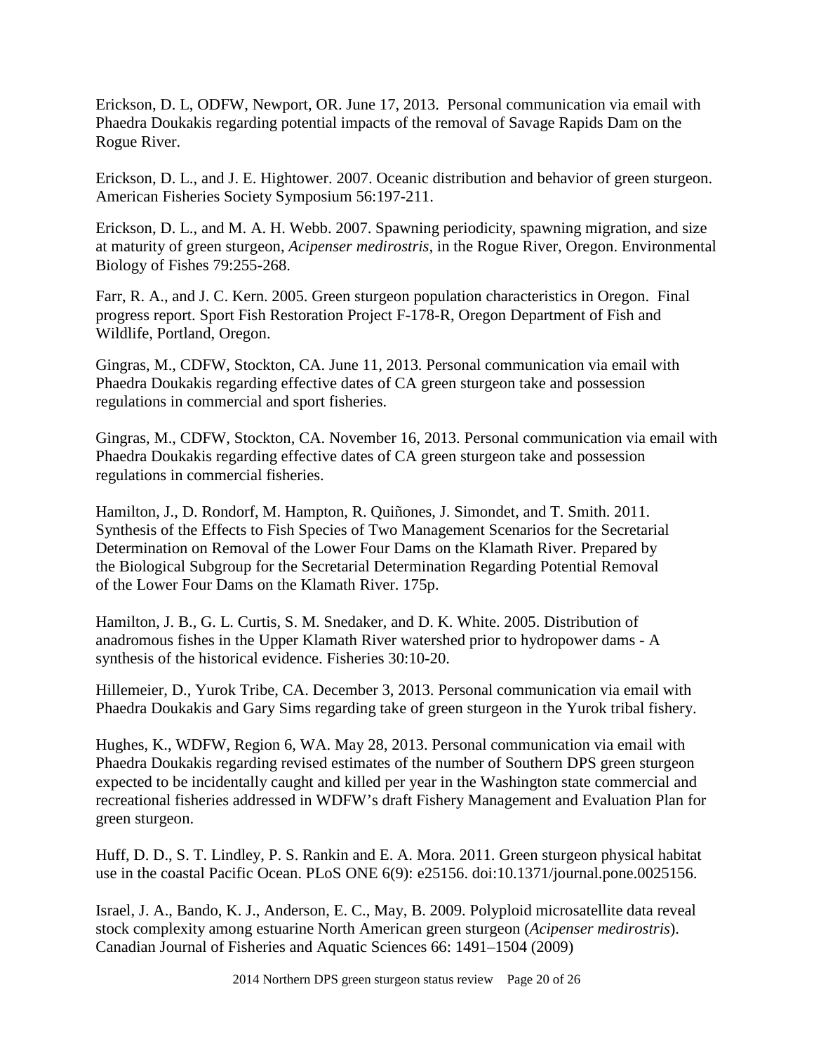Erickson, D. L, ODFW, Newport, OR. June 17, 2013. Personal communication via email with Phaedra Doukakis regarding potential impacts of the removal of Savage Rapids Dam on the Rogue River.

Erickson, D. L., and J. E. Hightower. 2007. Oceanic distribution and behavior of green sturgeon. American Fisheries Society Symposium 56:197-211.

Erickson, D. L., and M. A. H. Webb. 2007. Spawning periodicity, spawning migration, and size at maturity of green sturgeon, *Acipenser medirostris*, in the Rogue River, Oregon. Environmental Biology of Fishes 79:255-268.

Farr, R. A., and J. C. Kern. 2005. Green sturgeon population characteristics in Oregon. Final progress report. Sport Fish Restoration Project F-178-R, Oregon Department of Fish and Wildlife, Portland, Oregon.

Gingras, M., CDFW, Stockton, CA. June 11, 2013. Personal communication via email with Phaedra Doukakis regarding effective dates of CA green sturgeon take and possession regulations in commercial and sport fisheries.

Gingras, M., CDFW, Stockton, CA. November 16, 2013. Personal communication via email with Phaedra Doukakis regarding effective dates of CA green sturgeon take and possession regulations in commercial fisheries.

Hamilton, J., D. Rondorf, M. Hampton, R. Quiñones, J. Simondet, and T. Smith. 2011. Synthesis of the Effects to Fish Species of Two Management Scenarios for the Secretarial Determination on Removal of the Lower Four Dams on the Klamath River. Prepared by the Biological Subgroup for the Secretarial Determination Regarding Potential Removal of the Lower Four Dams on the Klamath River. 175p.

Hamilton, J. B., G. L. Curtis, S. M. Snedaker, and D. K. White. 2005. Distribution of anadromous fishes in the Upper Klamath River watershed prior to hydropower dams - A synthesis of the historical evidence. Fisheries 30:10-20.

Hillemeier, D., Yurok Tribe, CA. December 3, 2013. Personal communication via email with Phaedra Doukakis and Gary Sims regarding take of green sturgeon in the Yurok tribal fishery.

Hughes, K., WDFW, Region 6, WA. May 28, 2013. Personal communication via email with Phaedra Doukakis regarding revised estimates of the number of Southern DPS green sturgeon expected to be incidentally caught and killed per year in the Washington state commercial and recreational fisheries addressed in WDFW's draft Fishery Management and Evaluation Plan for green sturgeon.

Huff, D. D., S. T. Lindley, P. S. Rankin and E. A. Mora. 2011. Green sturgeon physical habitat use in the coastal Pacific Ocean. PLoS ONE 6(9): e25156. doi:10.1371/journal.pone.0025156.

Israel, J. A., Bando, K. J., Anderson, E. C., May, B. 2009. Polyploid microsatellite data reveal stock complexity among estuarine North American green sturgeon (*Acipenser medirostris*). Canadian Journal of Fisheries and Aquatic Sciences 66: 1491–1504 (2009)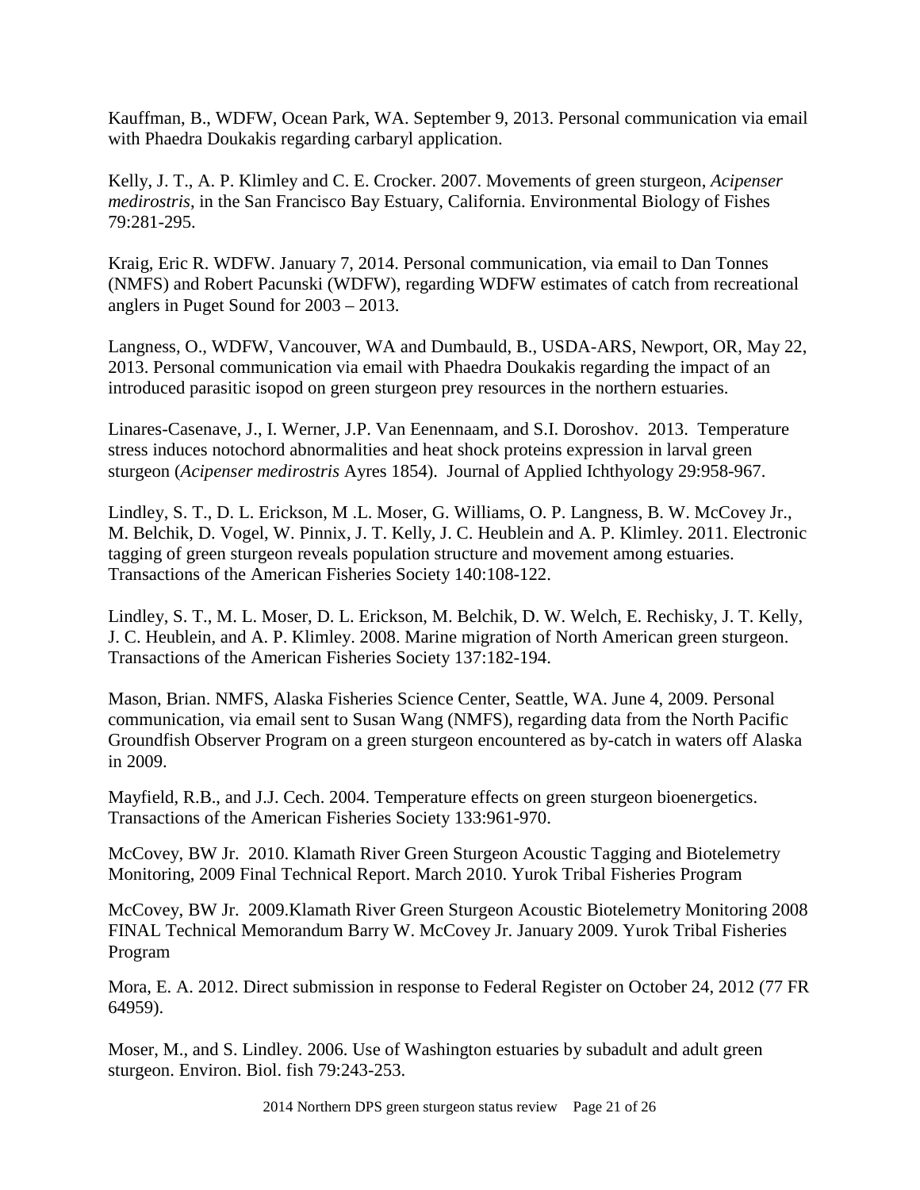Kauffman, B., WDFW, Ocean Park, WA. September 9, 2013. Personal communication via email with Phaedra Doukakis regarding carbaryl application.

Kelly, J. T., A. P. Klimley and C. E. Crocker. 2007. Movements of green sturgeon, *Acipenser medirostris*, in the San Francisco Bay Estuary, California. Environmental Biology of Fishes 79:281-295.

Kraig, Eric R. WDFW. January 7, 2014. Personal communication, via email to Dan Tonnes (NMFS) and Robert Pacunski (WDFW), regarding WDFW estimates of catch from recreational anglers in Puget Sound for 2003 – 2013.

Langness, O., WDFW, Vancouver, WA and Dumbauld, B., USDA-ARS, Newport, OR, May 22, 2013. Personal communication via email with Phaedra Doukakis regarding the impact of an introduced parasitic isopod on green sturgeon prey resources in the northern estuaries.

Linares-Casenave, J., I. Werner, J.P. Van Eenennaam, and S.I. Doroshov. 2013. Temperature stress induces notochord abnormalities and heat shock proteins expression in larval green sturgeon (*Acipenser medirostris* Ayres 1854). Journal of Applied Ichthyology 29:958-967.

Lindley, S. T., D. L. Erickson, M .L. Moser, G. Williams, O. P. Langness, B. W. McCovey Jr., M. Belchik, D. Vogel, W. Pinnix, J. T. Kelly, J. C. Heublein and A. P. Klimley. 2011. Electronic tagging of green sturgeon reveals population structure and movement among estuaries. Transactions of the American Fisheries Society 140:108-122.

Lindley, S. T., M. L. Moser, D. L. Erickson, M. Belchik, D. W. Welch, E. Rechisky, J. T. Kelly, J. C. Heublein, and A. P. Klimley. 2008. Marine migration of North American green sturgeon. Transactions of the American Fisheries Society 137:182-194.

Mason, Brian. NMFS, Alaska Fisheries Science Center, Seattle, WA. June 4, 2009. Personal communication, via email sent to Susan Wang (NMFS), regarding data from the North Pacific Groundfish Observer Program on a green sturgeon encountered as by-catch in waters off Alaska in 2009.

Mayfield, R.B., and J.J. Cech. 2004. Temperature effects on green sturgeon bioenergetics. Transactions of the American Fisheries Society 133:961-970.

McCovey, BW Jr. 2010. Klamath River Green Sturgeon Acoustic Tagging and Biotelemetry Monitoring, 2009 Final Technical Report. March 2010. Yurok Tribal Fisheries Program

McCovey, BW Jr. 2009.Klamath River Green Sturgeon Acoustic Biotelemetry Monitoring 2008 FINAL Technical Memorandum Barry W. McCovey Jr. January 2009. Yurok Tribal Fisheries Program

Mora, E. A. 2012. Direct submission in response to Federal Register on October 24, 2012 (77 FR 64959).

Moser, M., and S. Lindley. 2006. Use of Washington estuaries by subadult and adult green sturgeon. Environ. Biol. fish 79:243-253.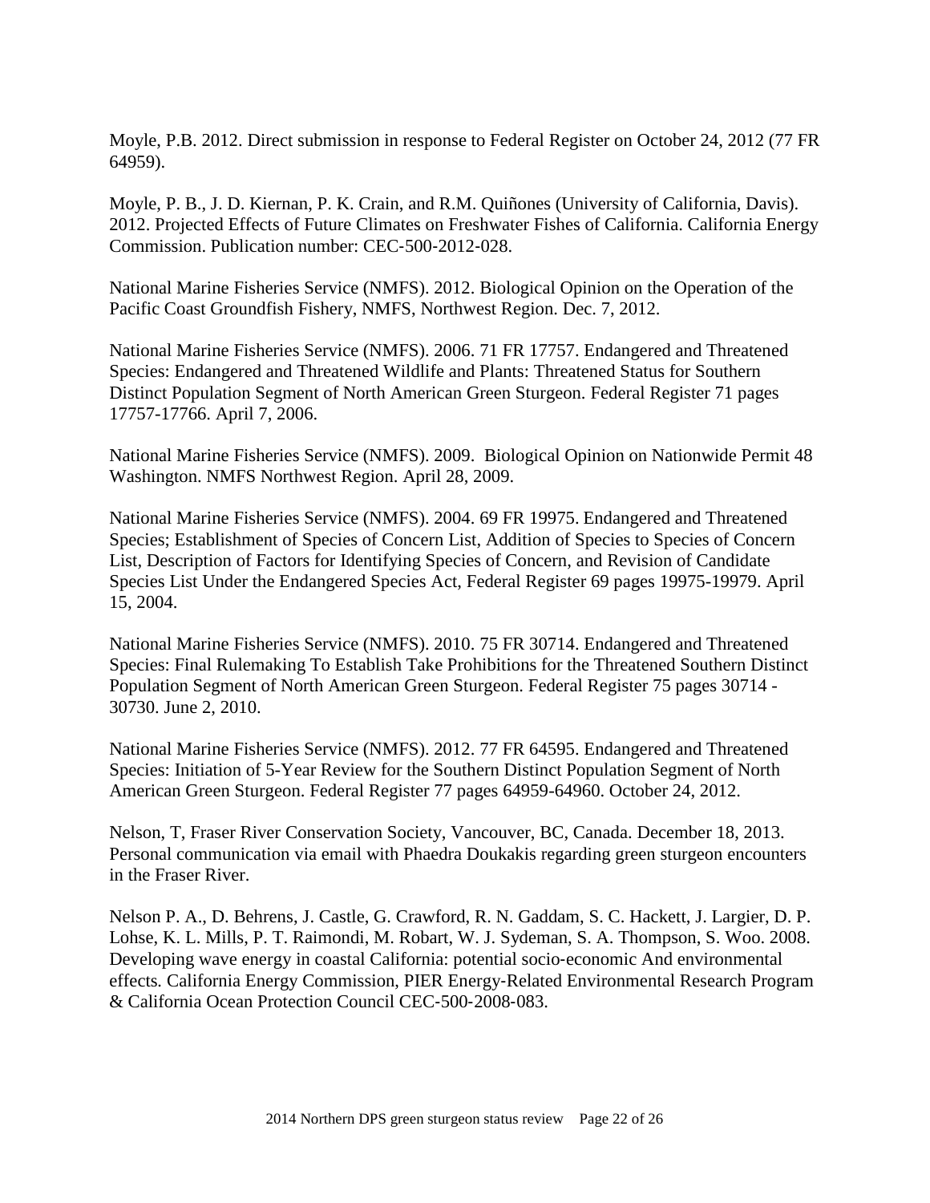Moyle, P.B. 2012. Direct submission in response to Federal Register on October 24, 2012 (77 FR 64959).

Moyle, P. B., J. D. Kiernan, P. K. Crain, and R.M. Quiñones (University of California, Davis). 2012. Projected Effects of Future Climates on Freshwater Fishes of California. California Energy Commission. Publication number: CEC-500-2012-028.

National Marine Fisheries Service (NMFS). 2012. Biological Opinion on the Operation of the Pacific Coast Groundfish Fishery, NMFS, Northwest Region. Dec. 7, 2012.

National Marine Fisheries Service (NMFS). 2006. 71 FR 17757. Endangered and Threatened Species: Endangered and Threatened Wildlife and Plants: Threatened Status for Southern Distinct Population Segment of North American Green Sturgeon. Federal Register 71 pages 17757-17766. April 7, 2006.

National Marine Fisheries Service (NMFS). 2009. Biological Opinion on Nationwide Permit 48 Washington. NMFS Northwest Region. April 28, 2009.

National Marine Fisheries Service (NMFS). 2004. 69 FR 19975. Endangered and Threatened Species; Establishment of Species of Concern List, Addition of Species to Species of Concern List, Description of Factors for Identifying Species of Concern, and Revision of Candidate Species List Under the Endangered Species Act, Federal Register 69 pages 19975-19979. April 15, 2004.

National Marine Fisheries Service (NMFS). 2010. 75 FR 30714. Endangered and Threatened Species: Final Rulemaking To Establish Take Prohibitions for the Threatened Southern Distinct Population Segment of North American Green Sturgeon. Federal Register 75 pages 30714 - 30730. June 2, 2010.

National Marine Fisheries Service (NMFS). 2012. 77 FR 64595. Endangered and Threatened Species: Initiation of 5-Year Review for the Southern Distinct Population Segment of North American Green Sturgeon. Federal Register 77 pages 64959-64960. October 24, 2012.

Nelson, T, Fraser River Conservation Society, Vancouver, BC, Canada. December 18, 2013. Personal communication via email with Phaedra Doukakis regarding green sturgeon encounters in the Fraser River.

Nelson P. A., D. Behrens, J. Castle, G. Crawford, R. N. Gaddam, S. C. Hackett, J. Largier, D. P. Lohse, K. L. Mills, P. T. Raimondi, M. Robart, W. J. Sydeman, S. A. Thompson, S. Woo. 2008. Developing wave energy in coastal California: potential socio-economic And environmental effects. California Energy Commission, PIER Energy-Related Environmental Research Program & California Ocean Protection Council CEC-500-2008-083.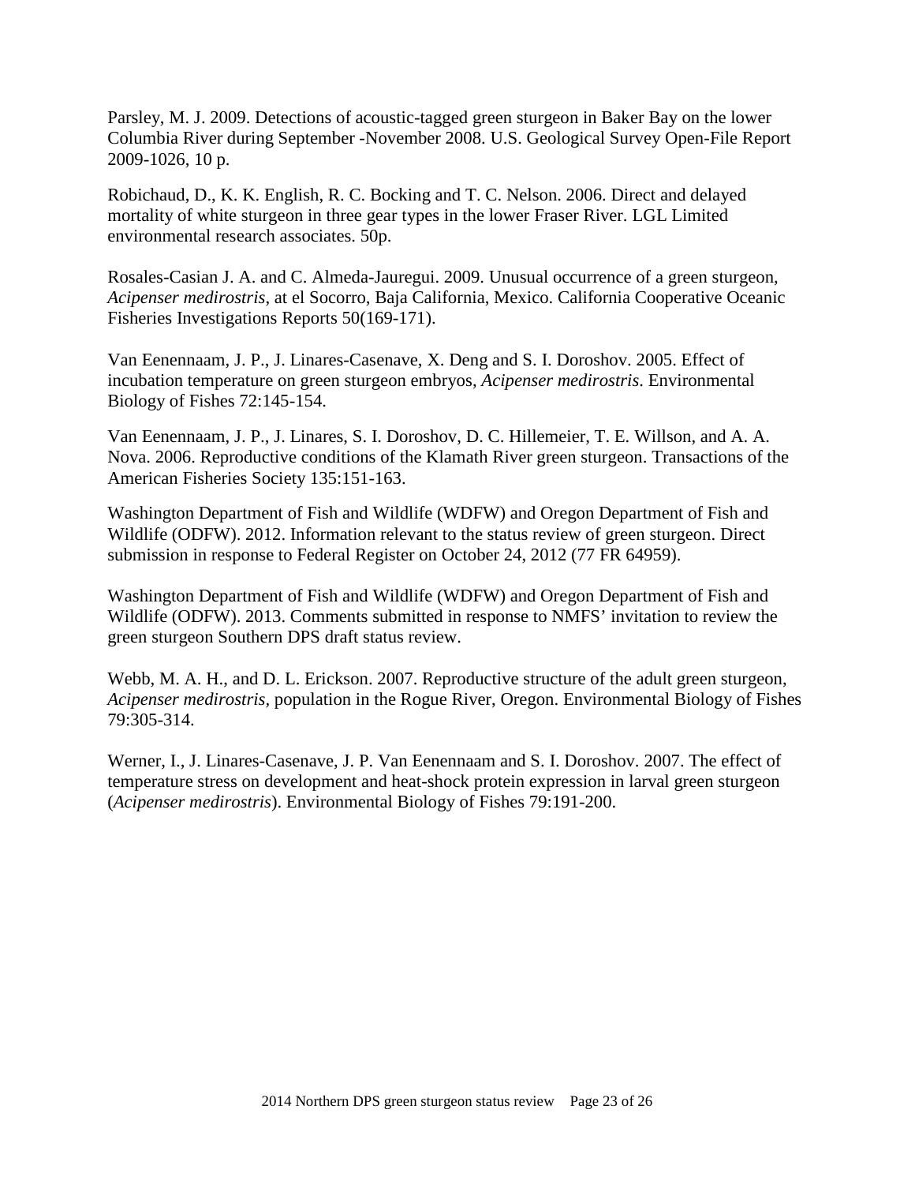Parsley, M. J. 2009. Detections of acoustic-tagged green sturgeon in Baker Bay on the lower Columbia River during September -November 2008. U.S. Geological Survey Open-File Report 2009-1026, 10 p.

Robichaud, D., K. K. English, R. C. Bocking and T. C. Nelson. 2006. Direct and delayed mortality of white sturgeon in three gear types in the lower Fraser River. LGL Limited environmental research associates. 50p.

Rosales-Casian J. A. and C. Almeda-Jauregui. 2009. Unusual occurrence of a green sturgeon, *Acipenser medirostris*, at el Socorro, Baja California, Mexico. California Cooperative Oceanic Fisheries Investigations Reports 50(169-171).

Van Eenennaam, J. P., J. Linares-Casenave, X. Deng and S. I. Doroshov. 2005. Effect of incubation temperature on green sturgeon embryos, *Acipenser medirostris*. Environmental Biology of Fishes 72:145-154.

Van Eenennaam, J. P., J. Linares, S. I. Doroshov, D. C. Hillemeier, T. E. Willson, and A. A. Nova. 2006. Reproductive conditions of the Klamath River green sturgeon. Transactions of the American Fisheries Society 135:151-163.

Washington Department of Fish and Wildlife (WDFW) and Oregon Department of Fish and Wildlife (ODFW). 2012. Information relevant to the status review of green sturgeon. Direct submission in response to Federal Register on October 24, 2012 (77 FR 64959).

Washington Department of Fish and Wildlife (WDFW) and Oregon Department of Fish and Wildlife (ODFW). 2013. Comments submitted in response to NMFS' invitation to review the green sturgeon Southern DPS draft status review.

Webb, M. A. H., and D. L. Erickson. 2007. Reproductive structure of the adult green sturgeon, *Acipenser medirostris*, population in the Rogue River, Oregon. Environmental Biology of Fishes 79:305-314.

Werner, I., J. Linares-Casenave, J. P. Van Eenennaam and S. I. Doroshov. 2007. The effect of temperature stress on development and heat-shock protein expression in larval green sturgeon (*Acipenser medirostris*). Environmental Biology of Fishes 79:191-200.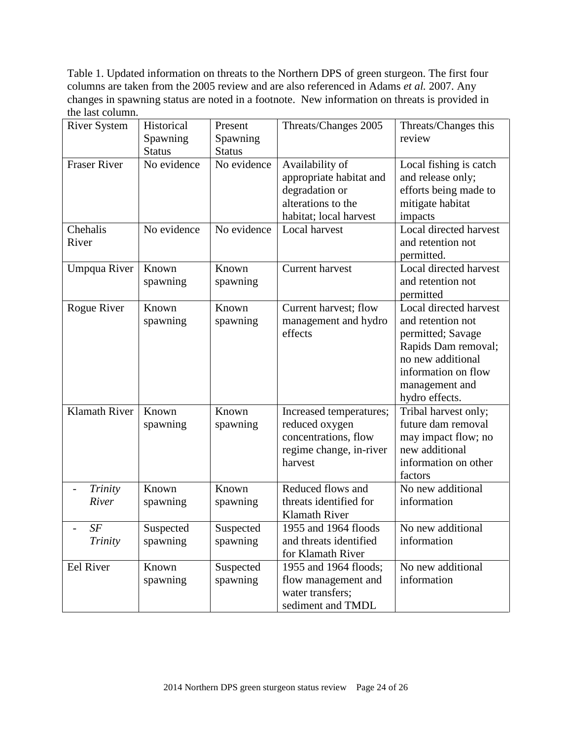Table 1. Updated information on threats to the Northern DPS of green sturgeon. The first four columns are taken from the 2005 review and are also referenced in Adams *et al.* 2007. Any changes in spawning status are noted in a footnote. New information on threats is provided in the last column.

| River System | Historical Spawning Status | Present Spawning Status | Threats/Changes 2005 | Threats/Changes this review |
|---|---|---|---|---|
| Fraser River | No evidence | No evidence | Availability of appropriate habitat and degradation or alterations to the habitat; local harvest | Local fishing is catch and release only; efforts being made to mitigate habitat impacts |
| Chehalis River | No evidence | No evidence | Local harvest | Local directed harvest and retention not permitted. |
| Umpqua River | Known spawning | Known spawning | Current harvest | Local directed harvest and retention not permitted |
| Rogue River | Known spawning | Known spawning | Current harvest; flow management and hydro effects | Local directed harvest and retention not permitted; Savage Rapids Dam removal; no new additional information on flow management and hydro effects. |
| Klamath River | Known spawning | Known spawning | Increased temperatures; reduced oxygen concentrations, flow regime change, in-river harvest | Tribal harvest only; future dam removal may impact flow; no new additional information on other factors |
| - *Trinity River* | Known spawning | Known spawning | Reduced flows and threats identified for Klamath River | No new additional information |
| - *SF Trinity* | Suspected spawning | Suspected spawning | 1955 and 1964 floods and threats identified for Klamath River | No new additional information |
| Eel River | Known spawning | Suspected spawning | 1955 and 1964 floods; flow management and water transfers; sediment and TMDL | No new additional information |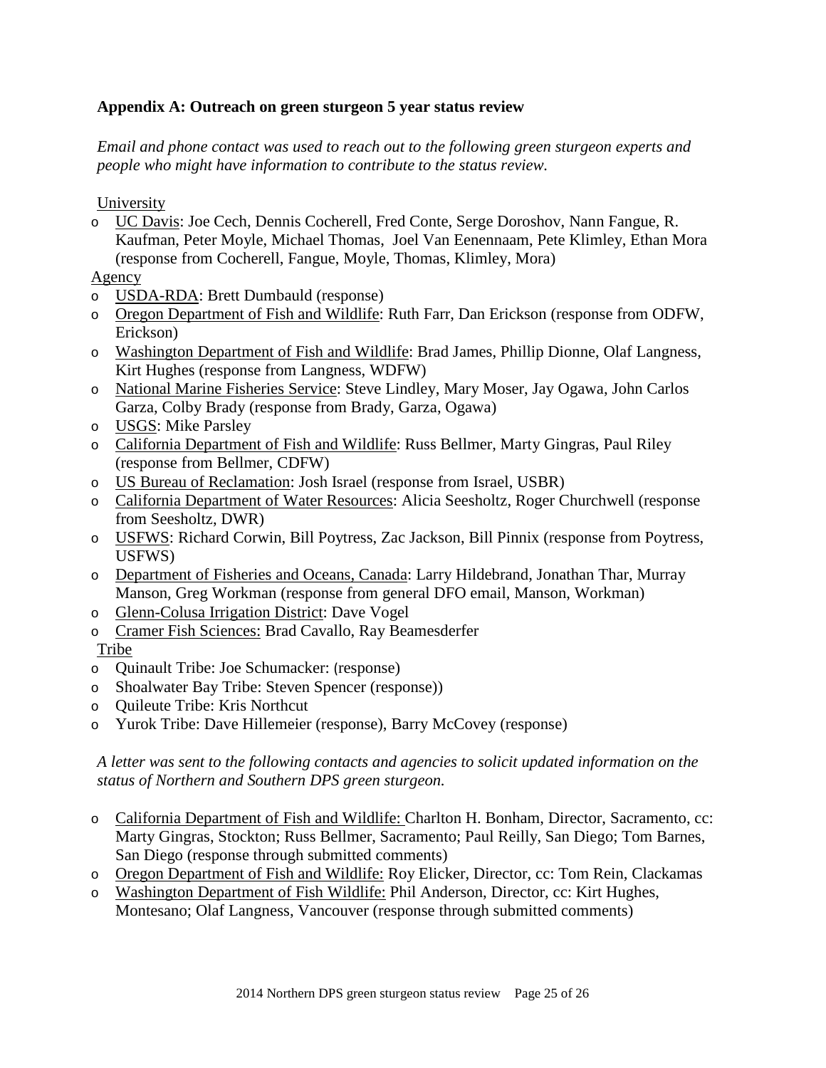### Appendix A: Outreach on green sturgeon 5 year status review

*Email and phone contact was used to reach out to the following green sturgeon experts and people who might have information to contribute to the status review.*

University

- UC Davis: Joe Cech, Dennis Cocherell, Fred Conte, Serge Doroshov, Nann Fangue, R. Kaufman, Peter Moyle, Michael Thomas, Joel Van Eenennaam, Pete Klimley, Ethan Mora (response from Cocherell, Fangue, Moyle, Thomas, Klimley, Mora)

Agency

- USDA-RDA: Brett Dumbauld (response)
- Oregon Department of Fish and Wildlife: Ruth Farr, Dan Erickson (response from ODFW, Erickson)
- Washington Department of Fish and Wildlife: Brad James, Phillip Dionne, Olaf Langness, Kirt Hughes (response from Langness, WDFW)
- National Marine Fisheries Service: Steve Lindley, Mary Moser, Jay Ogawa, John Carlos Garza, Colby Brady (response from Brady, Garza, Ogawa)
- USGS: Mike Parsley
- California Department of Fish and Wildlife: Russ Bellmer, Marty Gingras, Paul Riley (response from Bellmer, CDFW)
- US Bureau of Reclamation: Josh Israel (response from Israel, USBR)
- California Department of Water Resources: Alicia Seesholtz, Roger Churchwell (response from Seesholtz, DWR)
- USFWS: Richard Corwin, Bill Poytress, Zac Jackson, Bill Pinnix (response from Poytress, USFWS)
- Department of Fisheries and Oceans, Canada: Larry Hildebrand, Jonathan Thar, Murray Manson, Greg Workman (response from general DFO email, Manson, Workman)
- Glenn-Colusa Irrigation District: Dave Vogel
- Cramer Fish Sciences: Brad Cavallo, Ray Beamesderfer

Tribe

- Quinault Tribe: Joe Schumacker: (response)
- Shoalwater Bay Tribe: Steven Spencer (response))
- Quileute Tribe: Kris Northcut
- Yurok Tribe: Dave Hillemeier (response), Barry McCovey (response)

*A letter was sent to the following contacts and agencies to solicit updated information on the status of Northern and Southern DPS green sturgeon.*

- California Department of Fish and Wildlife: Charlton H. Bonham, Director, Sacramento, cc: Marty Gingras, Stockton; Russ Bellmer, Sacramento; Paul Reilly, San Diego; Tom Barnes, San Diego (response through submitted comments)
- Oregon Department of Fish and Wildlife: Roy Elicker, Director, cc: Tom Rein, Clackamas
- Washington Department of Fish Wildlife: Phil Anderson, Director, cc: Kirt Hughes, Montesano; Olaf Langness, Vancouver (response through submitted comments)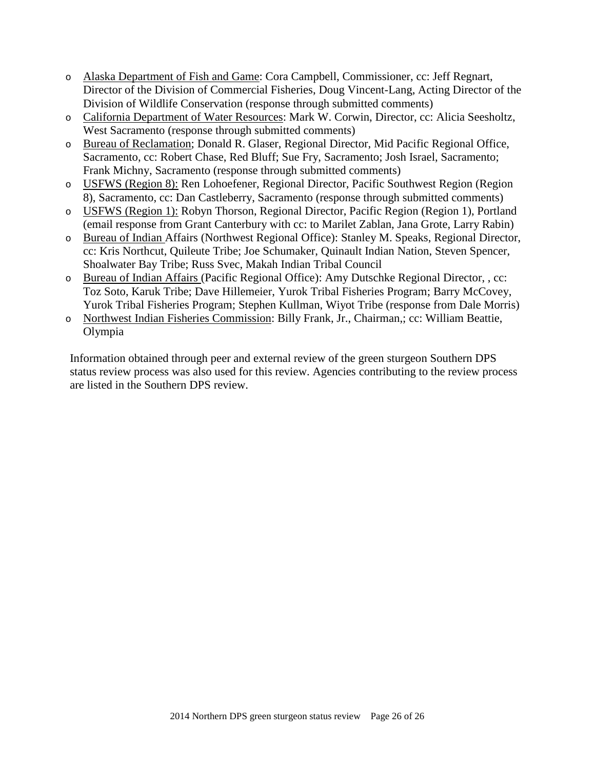- Alaska Department of Fish and Game: Cora Campbell, Commissioner, cc: Jeff Regnart, Director of the Division of Commercial Fisheries, Doug Vincent-Lang, Acting Director of the Division of Wildlife Conservation (response through submitted comments)
- California Department of Water Resources: Mark W. Corwin, Director, cc: Alicia Seesholtz, West Sacramento (response through submitted comments)
- Bureau of Reclamation; Donald R. Glaser, Regional Director, Mid Pacific Regional Office, Sacramento, cc: Robert Chase, Red Bluff; Sue Fry, Sacramento; Josh Israel, Sacramento; Frank Michny, Sacramento (response through submitted comments)
- USFWS (Region 8): Ren Lohoefener, Regional Director, Pacific Southwest Region (Region 8), Sacramento, cc: Dan Castleberry, Sacramento (response through submitted comments)
- USFWS (Region 1): Robyn Thorson, Regional Director, Pacific Region (Region 1), Portland (email response from Grant Canterbury with cc: to Marilet Zablan, Jana Grote, Larry Rabin)
- Bureau of Indian Affairs (Northwest Regional Office): Stanley M. Speaks, Regional Director, cc: Kris Northcut, Quileute Tribe; Joe Schumaker, Quinault Indian Nation, Steven Spencer, Shoalwater Bay Tribe; Russ Svec, Makah Indian Tribal Council
- Bureau of Indian Affairs (Pacific Regional Office): Amy Dutschke Regional Director, , cc: Toz Soto, Karuk Tribe; Dave Hillemeier, Yurok Tribal Fisheries Program; Barry McCovey, Yurok Tribal Fisheries Program; Stephen Kullman, Wiyot Tribe (response from Dale Morris)
- Northwest Indian Fisheries Commission: Billy Frank, Jr., Chairman,; cc: William Beattie, Olympia

Information obtained through peer and external review of the green sturgeon Southern DPS status review process was also used for this review. Agencies contributing to the review process are listed in the Southern DPS review.